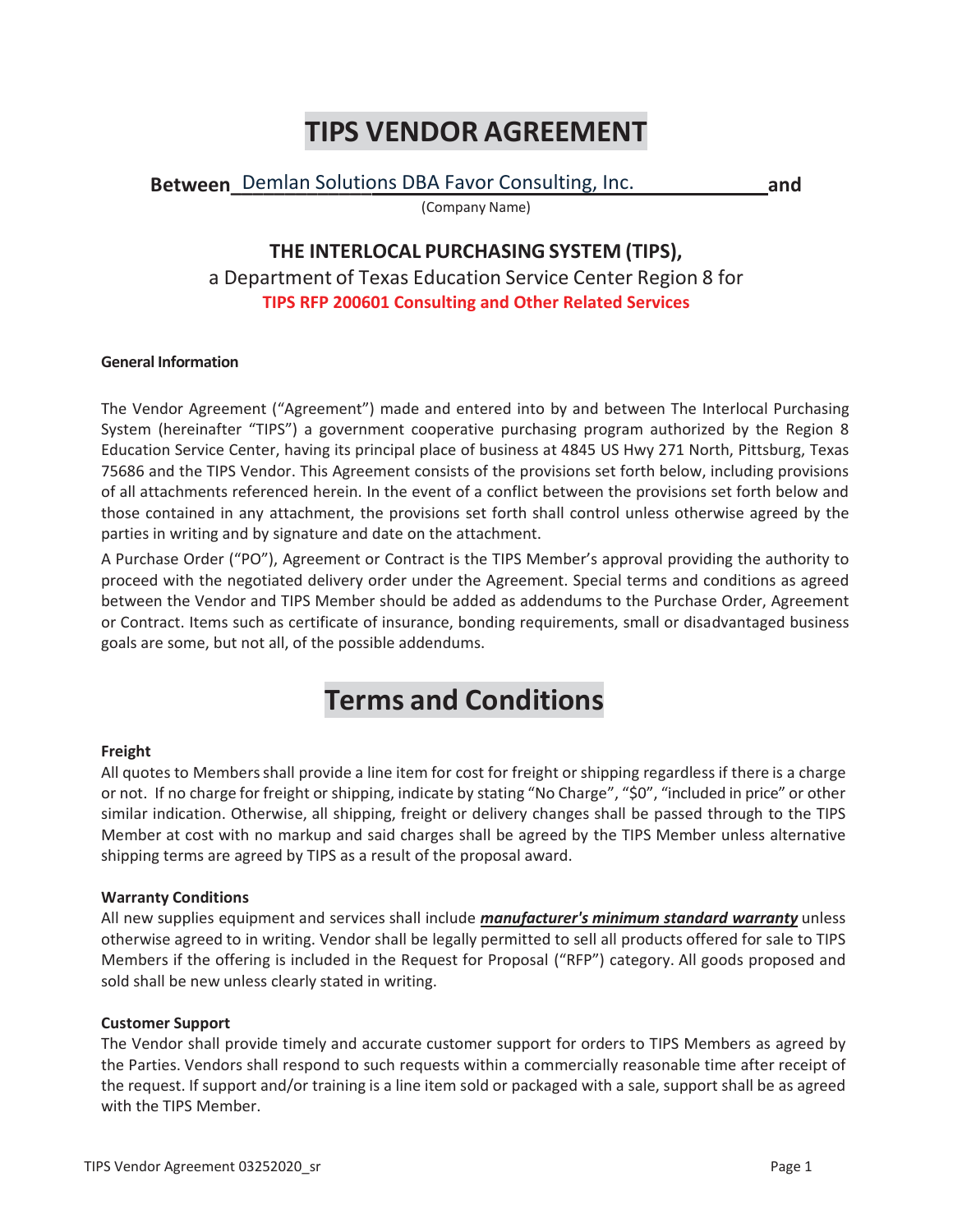# TIPS VENDOR AGREEMENT

**Between** Demlan Solutions DBA Favor Consulting, Inc. **and**

(Company Name)

## THE INTERLOCAL PURCHASING SYSTEM (TIPS),

a Department of Texas Education Service Center Region 8 for

**TIPS RFP 200601 Consulting and Other Related Services**

**General Information**

The Vendor Agreement ("Agreement") made and entered into by and between The Interlocal Purchasing System (hereinafter "TIPS") a government cooperative purchasing program authorized by the Region 8 Education Service Center, having its principal place of business at 4845 US Hwy 271 North, Pittsburg, Texas 75686 and the TIPS Vendor. This Agreement consists of the provisions set forth below, including provisions of all attachments referenced herein. In the event of a conflict between the provisions set forth below and those contained in any attachment, the provisions set forth shall control unless otherwise agreed by the parties in writing and by signature and date on the attachment.

A Purchase Order ("PO"), Agreement or Contract is the TIPS Member's approval providing the authority to proceed with the negotiated delivery order under the Agreement. Special terms and conditions as agreed between the Vendor and TIPS Member should be added as addendums to the Purchase Order, Agreement or Contract. Items such as certificate of insurance, bonding requirements, small or disadvantaged business goals are some, but not all, of the possible addendums.

# Terms and Conditions

**Freight**

All quotes to Members shall provide a line item for cost for freight or shipping regardless if there is a charge or not. If no charge for freight or shipping, indicate by stating "No Charge", "$0", "included in price" or other similar indication. Otherwise, all shipping, freight or delivery changes shall be passed through to the TIPS Member at cost with no markup and said charges shall be agreed by the TIPS Member unless alternative shipping terms are agreed by TIPS as a result of the proposal award.

**Warranty Conditions**

All new supplies equipment and services shall include ***manufacturer's minimum standard warranty*** unless otherwise agreed to in writing. Vendor shall be legally permitted to sell all products offered for sale to TIPS Members if the offering is included in the Request for Proposal ("RFP") category. All goods proposed and sold shall be new unless clearly stated in writing.

**Customer Support**

The Vendor shall provide timely and accurate customer support for orders to TIPS Members as agreed by the Parties. Vendors shall respond to such requests within a commercially reasonable time after receipt of the request. If support and/or training is a line item sold or packaged with a sale, support shall be as agreed with the TIPS Member.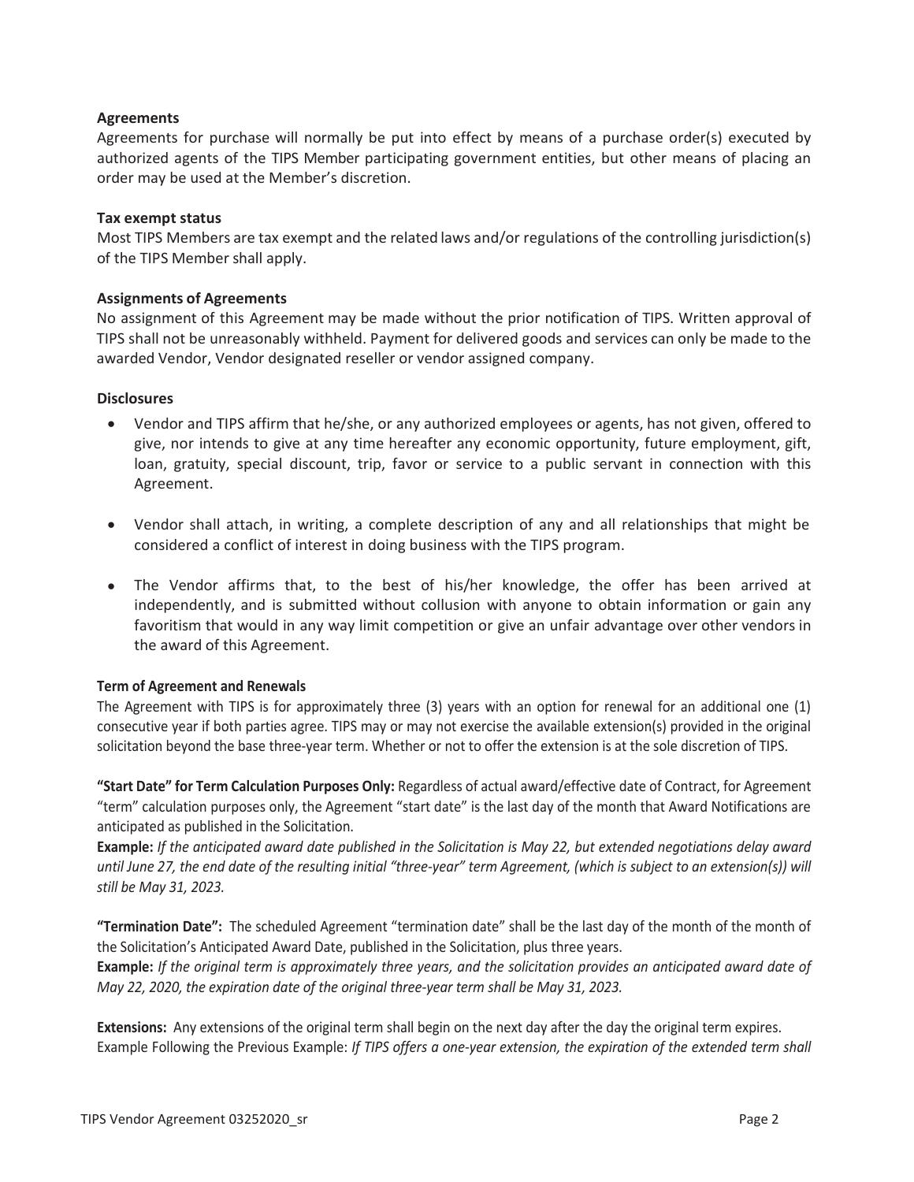**Agreements**

Agreements for purchase will normally be put into effect by means of a purchase order(s) executed by authorized agents of the TIPS Member participating government entities, but other means of placing an order may be used at the Member's discretion.

**Tax exempt status**

Most TIPS Members are tax exempt and the related laws and/or regulations of the controlling jurisdiction(s) of the TIPS Member shall apply.

**Assignments of Agreements**

No assignment of this Agreement may be made without the prior notification of TIPS. Written approval of TIPS shall not be unreasonably withheld. Payment for delivered goods and services can only be made to the awarded Vendor, Vendor designated reseller or vendor assigned company.

**Disclosures**

- Vendor and TIPS affirm that he/she, or any authorized employees or agents, has not given, offered to give, nor intends to give at any time hereafter any economic opportunity, future employment, gift, loan, gratuity, special discount, trip, favor or service to a public servant in connection with this Agreement.

- Vendor shall attach, in writing, a complete description of any and all relationships that might be considered a conflict of interest in doing business with the TIPS program.

- The Vendor affirms that, to the best of his/her knowledge, the offer has been arrived at independently, and is submitted without collusion with anyone to obtain information or gain any favoritism that would in any way limit competition or give an unfair advantage over other vendors in the award of this Agreement.

**Term of Agreement and Renewals**

The Agreement with TIPS is for approximately three (3) years with an option for renewal for an additional one (1) consecutive year if both parties agree. TIPS may or may not exercise the available extension(s) provided in the original solicitation beyond the base three-year term. Whether or not to offer the extension is at the sole discretion of TIPS.

**"Start Date" for Term Calculation Purposes Only:** Regardless of actual award/effective date of Contract, for Agreement "term" calculation purposes only, the Agreement "start date" is the last day of the month that Award Notifications are anticipated as published in the Solicitation.

**Example:** *If the anticipated award date published in the Solicitation is May 22, but extended negotiations delay award until June 27, the end date of the resulting initial "three-year" term Agreement, (which is subject to an extension(s)) will still be May 31, 2023.*

**"Termination Date":** The scheduled Agreement "termination date" shall be the last day of the month of the month of the Solicitation's Anticipated Award Date, published in the Solicitation, plus three years.

**Example:** *If the original term is approximately three years, and the solicitation provides an anticipated award date of May 22, 2020, the expiration date of the original three-year term shall be May 31, 2023.*

**Extensions:** Any extensions of the original term shall begin on the next day after the day the original term expires. Example Following the Previous Example: *If TIPS offers a one-year extension, the expiration of the extended term shall*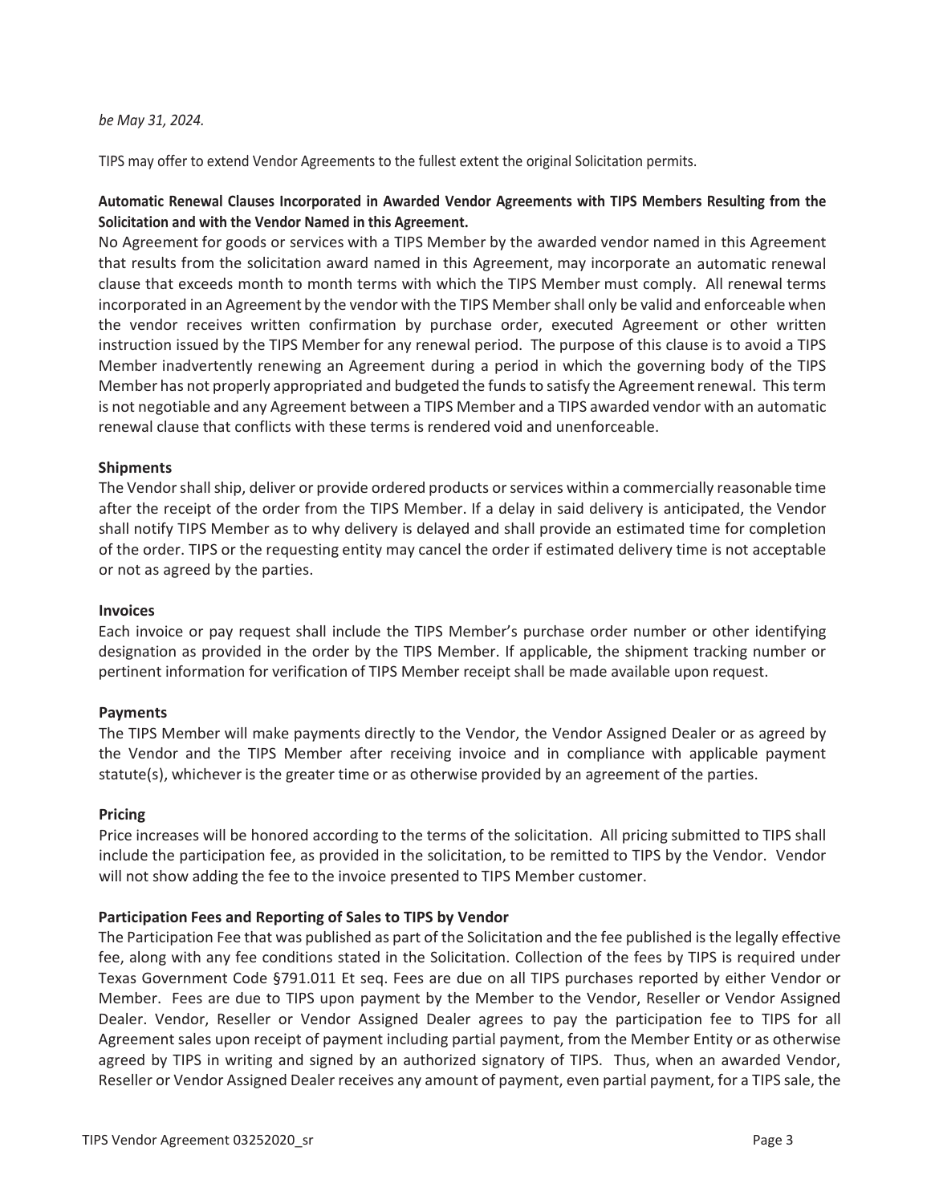*be May 31, 2024.*

TIPS may offer to extend Vendor Agreements to the fullest extent the original Solicitation permits.

**Automatic Renewal Clauses Incorporated in Awarded Vendor Agreements with TIPS Members Resulting from the Solicitation and with the Vendor Named in this Agreement.**

No Agreement for goods or services with a TIPS Member by the awarded vendor named in this Agreement that results from the solicitation award named in this Agreement, may incorporate an automatic renewal clause that exceeds month to month terms with which the TIPS Member must comply. All renewal terms incorporated in an Agreement by the vendor with the TIPS Member shall only be valid and enforceable when the vendor receives written confirmation by purchase order, executed Agreement or other written instruction issued by the TIPS Member for any renewal period. The purpose of this clause is to avoid a TIPS Member inadvertently renewing an Agreement during a period in which the governing body of the TIPS Member has not properly appropriated and budgeted the funds to satisfy the Agreement renewal. This term is not negotiable and any Agreement between a TIPS Member and a TIPS awarded vendor with an automatic renewal clause that conflicts with these terms is rendered void and unenforceable.

**Shipments**

The Vendor shall ship, deliver or provide ordered products or services within a commercially reasonable time after the receipt of the order from the TIPS Member. If a delay in said delivery is anticipated, the Vendor shall notify TIPS Member as to why delivery is delayed and shall provide an estimated time for completion of the order. TIPS or the requesting entity may cancel the order if estimated delivery time is not acceptable or not as agreed by the parties.

**Invoices**

Each invoice or pay request shall include the TIPS Member's purchase order number or other identifying designation as provided in the order by the TIPS Member. If applicable, the shipment tracking number or pertinent information for verification of TIPS Member receipt shall be made available upon request.

**Payments**

The TIPS Member will make payments directly to the Vendor, the Vendor Assigned Dealer or as agreed by the Vendor and the TIPS Member after receiving invoice and in compliance with applicable payment statute(s), whichever is the greater time or as otherwise provided by an agreement of the parties.

**Pricing**

Price increases will be honored according to the terms of the solicitation. All pricing submitted to TIPS shall include the participation fee, as provided in the solicitation, to be remitted to TIPS by the Vendor. Vendor will not show adding the fee to the invoice presented to TIPS Member customer.

**Participation Fees and Reporting of Sales to TIPS by Vendor**

The Participation Fee that was published as part of the Solicitation and the fee published is the legally effective fee, along with any fee conditions stated in the Solicitation. Collection of the fees by TIPS is required under Texas Government Code §791.011 Et seq. Fees are due on all TIPS purchases reported by either Vendor or Member. Fees are due to TIPS upon payment by the Member to the Vendor, Reseller or Vendor Assigned Dealer. Vendor, Reseller or Vendor Assigned Dealer agrees to pay the participation fee to TIPS for all Agreement sales upon receipt of payment including partial payment, from the Member Entity or as otherwise agreed by TIPS in writing and signed by an authorized signatory of TIPS. Thus, when an awarded Vendor, Reseller or Vendor Assigned Dealer receives any amount of payment, even partial payment, for a TIPS sale, the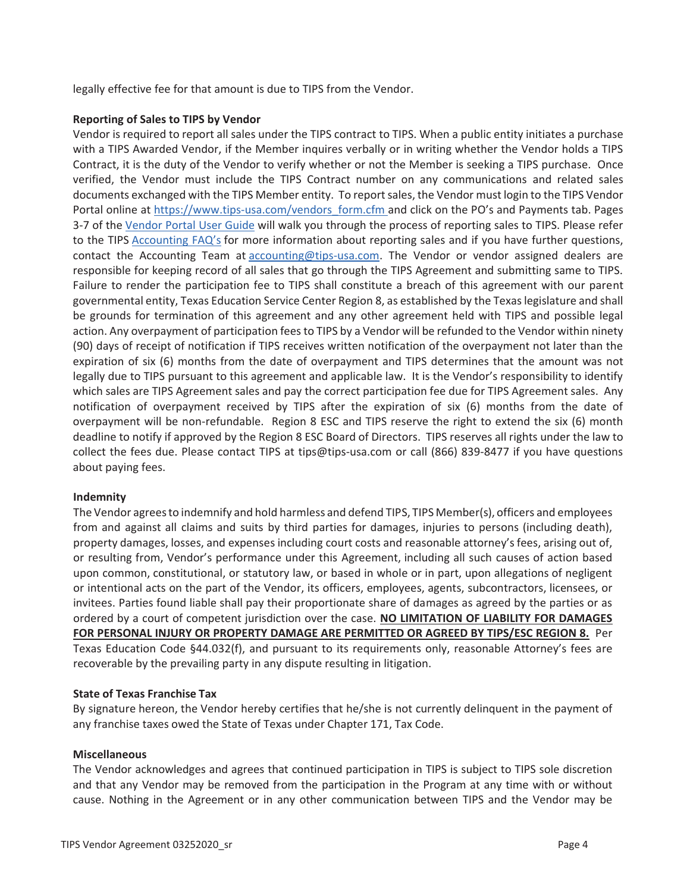legally effective fee for that amount is due to TIPS from the Vendor.

**Reporting of Sales to TIPS by Vendor**

Vendor is required to report all sales under the TIPS contract to TIPS. When a public entity initiates a purchase with a TIPS Awarded Vendor, if the Member inquires verbally or in writing whether the Vendor holds a TIPS Contract, it is the duty of the Vendor to verify whether or not the Member is seeking a TIPS purchase. Once verified, the Vendor must include the TIPS Contract number on any communications and related sales documents exchanged with the TIPS Member entity. To report sales, the Vendor must login to the TIPS Vendor Portal online at https://www.tips-usa.com/vendors_form.cfm and click on the PO's and Payments tab. Pages 3-7 of the Vendor Portal User Guide will walk you through the process of reporting sales to TIPS. Please refer to the TIPS Accounting FAQ's for more information about reporting sales and if you have further questions, contact the Accounting Team at accounting@tips-usa.com. The Vendor or vendor assigned dealers are responsible for keeping record of all sales that go through the TIPS Agreement and submitting same to TIPS. Failure to render the participation fee to TIPS shall constitute a breach of this agreement with our parent governmental entity, Texas Education Service Center Region 8, as established by the Texas legislature and shall be grounds for termination of this agreement and any other agreement held with TIPS and possible legal action. Any overpayment of participation fees to TIPS by a Vendor will be refunded to the Vendor within ninety (90) days of receipt of notification if TIPS receives written notification of the overpayment not later than the expiration of six (6) months from the date of overpayment and TIPS determines that the amount was not legally due to TIPS pursuant to this agreement and applicable law. It is the Vendor's responsibility to identify which sales are TIPS Agreement sales and pay the correct participation fee due for TIPS Agreement sales. Any notification of overpayment received by TIPS after the expiration of six (6) months from the date of overpayment will be non-refundable. Region 8 ESC and TIPS reserve the right to extend the six (6) month deadline to notify if approved by the Region 8 ESC Board of Directors. TIPS reserves all rights under the law to collect the fees due. Please contact TIPS at tips@tips-usa.com or call (866) 839-8477 if you have questions about paying fees.

**Indemnity**

The Vendor agrees to indemnify and hold harmless and defend TIPS, TIPS Member(s), officers and employees from and against all claims and suits by third parties for damages, injuries to persons (including death), property damages, losses, and expenses including court costs and reasonable attorney's fees, arising out of, or resulting from, Vendor's performance under this Agreement, including all such causes of action based upon common, constitutional, or statutory law, or based in whole or in part, upon allegations of negligent or intentional acts on the part of the Vendor, its officers, employees, agents, subcontractors, licensees, or invitees. Parties found liable shall pay their proportionate share of damages as agreed by the parties or as ordered by a court of competent jurisdiction over the case. **NO LIMITATION OF LIABILITY FOR DAMAGES FOR PERSONAL INJURY OR PROPERTY DAMAGE ARE PERMITTED OR AGREED BY TIPS/ESC REGION 8.** Per Texas Education Code §44.032(f), and pursuant to its requirements only, reasonable Attorney's fees are recoverable by the prevailing party in any dispute resulting in litigation.

**State of Texas Franchise Tax**

By signature hereon, the Vendor hereby certifies that he/she is not currently delinquent in the payment of any franchise taxes owed the State of Texas under Chapter 171, Tax Code.

**Miscellaneous**

The Vendor acknowledges and agrees that continued participation in TIPS is subject to TIPS sole discretion and that any Vendor may be removed from the participation in the Program at any time with or without cause. Nothing in the Agreement or in any other communication between TIPS and the Vendor may be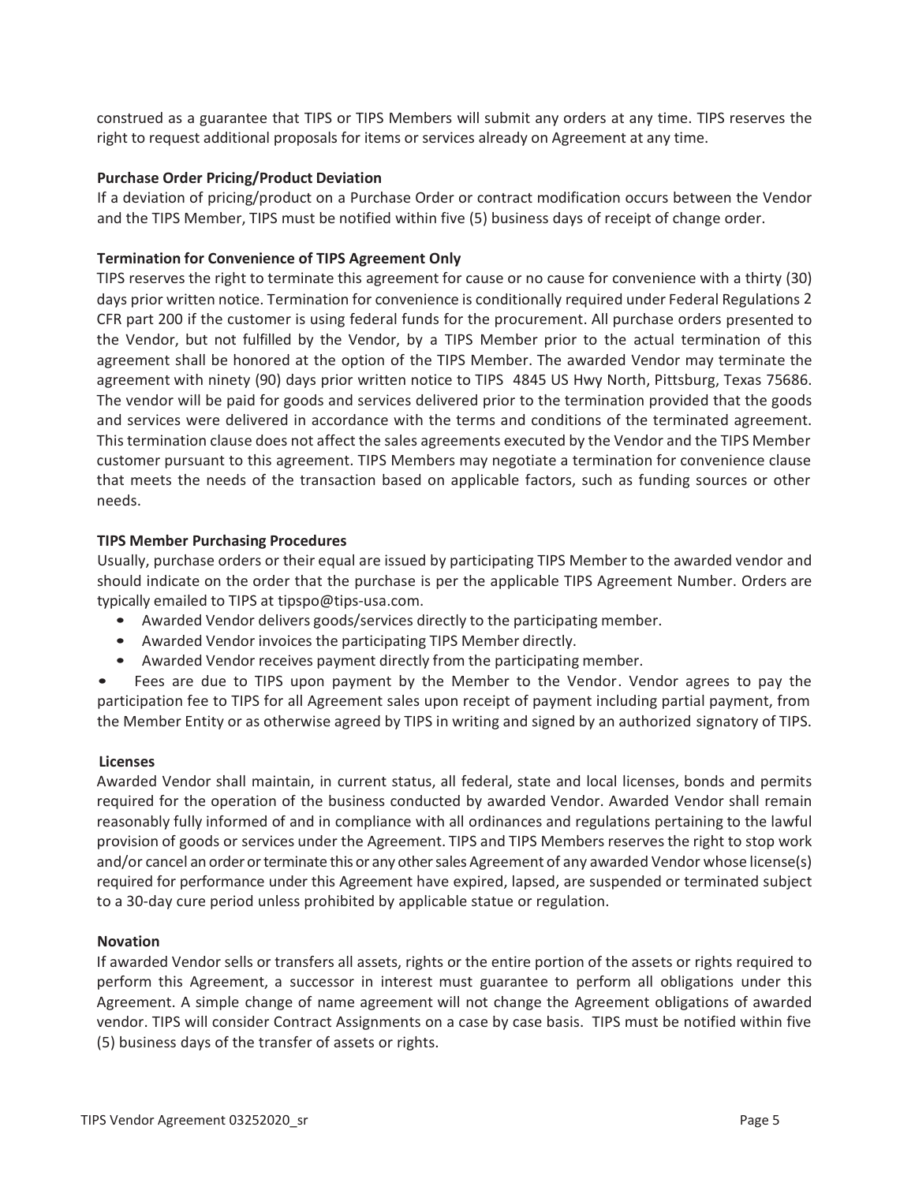construed as a guarantee that TIPS or TIPS Members will submit any orders at any time. TIPS reserves the right to request additional proposals for items or services already on Agreement at any time.

**Purchase Order Pricing/Product Deviation**

If a deviation of pricing/product on a Purchase Order or contract modification occurs between the Vendor and the TIPS Member, TIPS must be notified within five (5) business days of receipt of change order.

**Termination for Convenience of TIPS Agreement Only**

TIPS reserves the right to terminate this agreement for cause or no cause for convenience with a thirty (30) days prior written notice. Termination for convenience is conditionally required under Federal Regulations 2 CFR part 200 if the customer is using federal funds for the procurement. All purchase orders presented to the Vendor, but not fulfilled by the Vendor, by a TIPS Member prior to the actual termination of this agreement shall be honored at the option of the TIPS Member. The awarded Vendor may terminate the agreement with ninety (90) days prior written notice to TIPS 4845 US Hwy North, Pittsburg, Texas 75686. The vendor will be paid for goods and services delivered prior to the termination provided that the goods and services were delivered in accordance with the terms and conditions of the terminated agreement. This termination clause does not affect the sales agreements executed by the Vendor and the TIPS Member customer pursuant to this agreement. TIPS Members may negotiate a termination for convenience clause that meets the needs of the transaction based on applicable factors, such as funding sources or other needs.

**TIPS Member Purchasing Procedures**

Usually, purchase orders or their equal are issued by participating TIPS Member to the awarded vendor and should indicate on the order that the purchase is per the applicable TIPS Agreement Number. Orders are typically emailed to TIPS at tipspo@tips-usa.com.

- Awarded Vendor delivers goods/services directly to the participating member.
- Awarded Vendor invoices the participating TIPS Member directly.
- Awarded Vendor receives payment directly from the participating member.
- Fees are due to TIPS upon payment by the Member to the Vendor. Vendor agrees to pay the participation fee to TIPS for all Agreement sales upon receipt of payment including partial payment, from the Member Entity or as otherwise agreed by TIPS in writing and signed by an authorized signatory of TIPS.

**Licenses**

Awarded Vendor shall maintain, in current status, all federal, state and local licenses, bonds and permits required for the operation of the business conducted by awarded Vendor. Awarded Vendor shall remain reasonably fully informed of and in compliance with all ordinances and regulations pertaining to the lawful provision of goods or services under the Agreement. TIPS and TIPS Members reserves the right to stop work and/or cancel an order or terminate this or any other sales Agreement of any awarded Vendor whose license(s) required for performance under this Agreement have expired, lapsed, are suspended or terminated subject to a 30-day cure period unless prohibited by applicable statue or regulation.

**Novation**

If awarded Vendor sells or transfers all assets, rights or the entire portion of the assets or rights required to perform this Agreement, a successor in interest must guarantee to perform all obligations under this Agreement. A simple change of name agreement will not change the Agreement obligations of awarded vendor. TIPS will consider Contract Assignments on a case by case basis. TIPS must be notified within five (5) business days of the transfer of assets or rights.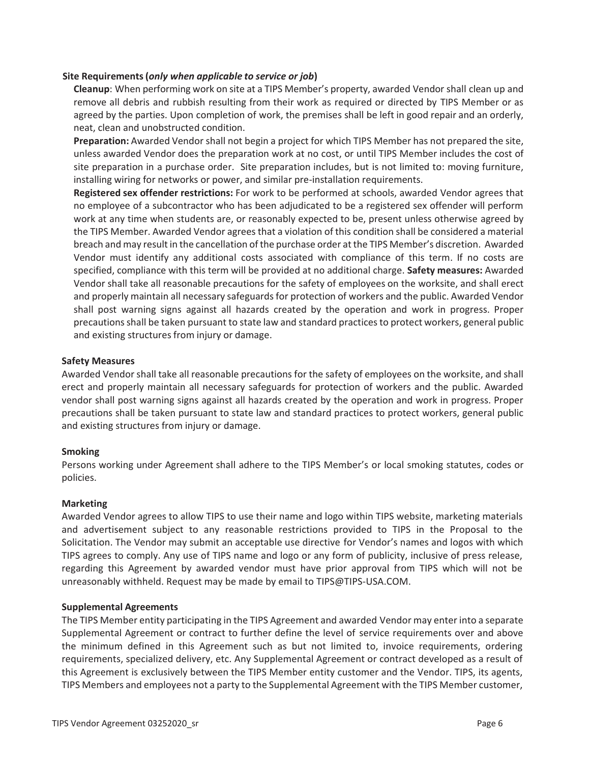**Site Requirements (*only when applicable to service or job*)**

**Cleanup**: When performing work on site at a TIPS Member's property, awarded Vendor shall clean up and remove all debris and rubbish resulting from their work as required or directed by TIPS Member or as agreed by the parties. Upon completion of work, the premises shall be left in good repair and an orderly, neat, clean and unobstructed condition.

**Preparation:** Awarded Vendor shall not begin a project for which TIPS Member has not prepared the site, unless awarded Vendor does the preparation work at no cost, or until TIPS Member includes the cost of site preparation in a purchase order. Site preparation includes, but is not limited to: moving furniture, installing wiring for networks or power, and similar pre-installation requirements.

**Registered sex offender restrictions:** For work to be performed at schools, awarded Vendor agrees that no employee of a subcontractor who has been adjudicated to be a registered sex offender will perform work at any time when students are, or reasonably expected to be, present unless otherwise agreed by the TIPS Member. Awarded Vendor agrees that a violation of this condition shall be considered a material breach and may result in the cancellation of the purchase order at the TIPS Member's discretion. Awarded Vendor must identify any additional costs associated with compliance of this term. If no costs are specified, compliance with this term will be provided at no additional charge. **Safety measures:** Awarded Vendor shall take all reasonable precautions for the safety of employees on the worksite, and shall erect and properly maintain all necessary safeguards for protection of workers and the public. Awarded Vendor shall post warning signs against all hazards created by the operation and work in progress. Proper precautions shall be taken pursuant to state law and standard practices to protect workers, general public and existing structures from injury or damage.

**Safety Measures**

Awarded Vendor shall take all reasonable precautions for the safety of employees on the worksite, and shall erect and properly maintain all necessary safeguards for protection of workers and the public. Awarded vendor shall post warning signs against all hazards created by the operation and work in progress. Proper precautions shall be taken pursuant to state law and standard practices to protect workers, general public and existing structures from injury or damage.

**Smoking**

Persons working under Agreement shall adhere to the TIPS Member's or local smoking statutes, codes or policies.

**Marketing**

Awarded Vendor agrees to allow TIPS to use their name and logo within TIPS website, marketing materials and advertisement subject to any reasonable restrictions provided to TIPS in the Proposal to the Solicitation. The Vendor may submit an acceptable use directive for Vendor's names and logos with which TIPS agrees to comply. Any use of TIPS name and logo or any form of publicity, inclusive of press release, regarding this Agreement by awarded vendor must have prior approval from TIPS which will not be unreasonably withheld. Request may be made by email to TIPS@TIPS-USA.COM.

**Supplemental Agreements**

The TIPS Member entity participating in the TIPS Agreement and awarded Vendor may enter into a separate Supplemental Agreement or contract to further define the level of service requirements over and above the minimum defined in this Agreement such as but not limited to, invoice requirements, ordering requirements, specialized delivery, etc. Any Supplemental Agreement or contract developed as a result of this Agreement is exclusively between the TIPS Member entity customer and the Vendor. TIPS, its agents, TIPS Members and employees not a party to the Supplemental Agreement with the TIPS Member customer,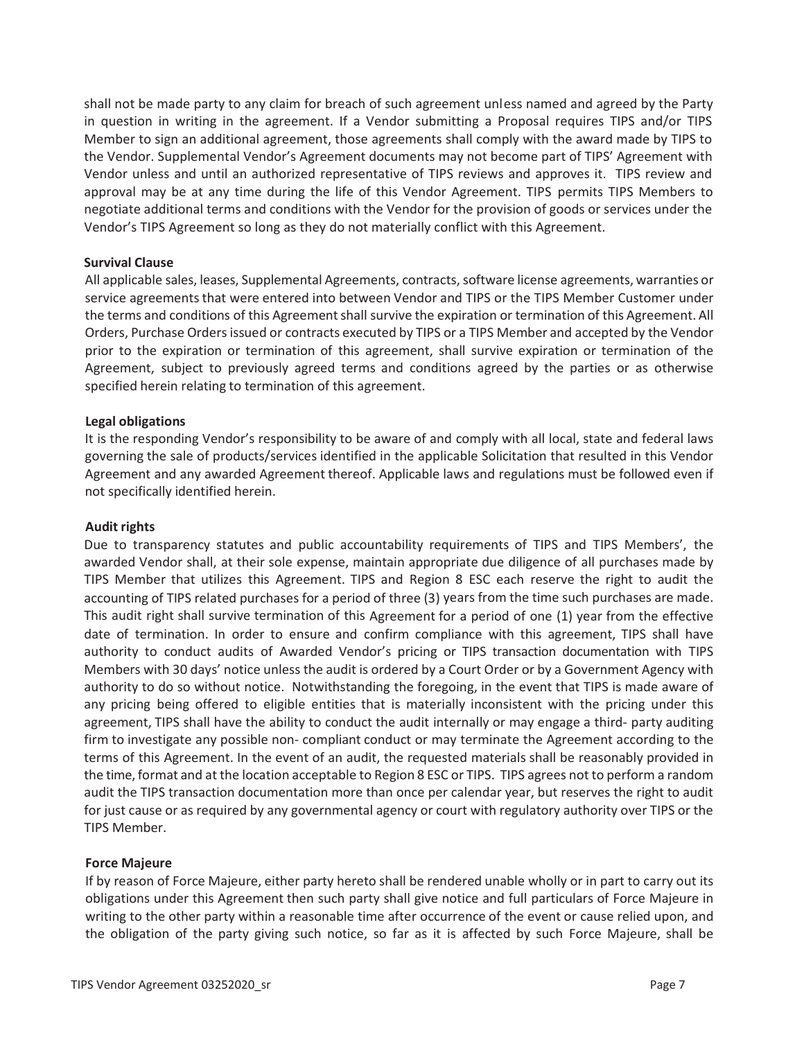shall not be made party to any claim for breach of such agreement unless named and agreed by the Party in question in writing in the agreement. If a Vendor submitting a Proposal requires TIPS and/or TIPS Member to sign an additional agreement, those agreements shall comply with the award made by TIPS to the Vendor. Supplemental Vendor's Agreement documents may not become part of TIPS' Agreement with Vendor unless and until an authorized representative of TIPS reviews and approves it. TIPS review and approval may be at any time during the life of this Vendor Agreement. TIPS permits TIPS Members to negotiate additional terms and conditions with the Vendor for the provision of goods or services under the Vendor's TIPS Agreement so long as they do not materially conflict with this Agreement.

**Survival Clause**

All applicable sales, leases, Supplemental Agreements, contracts, software license agreements, warranties or service agreements that were entered into between Vendor and TIPS or the TIPS Member Customer under the terms and conditions of this Agreement shall survive the expiration or termination of this Agreement. All Orders, Purchase Orders issued or contracts executed by TIPS or a TIPS Member and accepted by the Vendor prior to the expiration or termination of this agreement, shall survive expiration or termination of the Agreement, subject to previously agreed terms and conditions agreed by the parties or as otherwise specified herein relating to termination of this agreement.

**Legal obligations**

It is the responding Vendor's responsibility to be aware of and comply with all local, state and federal laws governing the sale of products/services identified in the applicable Solicitation that resulted in this Vendor Agreement and any awarded Agreement thereof. Applicable laws and regulations must be followed even if not specifically identified herein.

**Audit rights**

Due to transparency statutes and public accountability requirements of TIPS and TIPS Members', the awarded Vendor shall, at their sole expense, maintain appropriate due diligence of all purchases made by TIPS Member that utilizes this Agreement. TIPS and Region 8 ESC each reserve the right to audit the accounting of TIPS related purchases for a period of three (3) years from the time such purchases are made. This audit right shall survive termination of this Agreement for a period of one (1) year from the effective date of termination. In order to ensure and confirm compliance with this agreement, TIPS shall have authority to conduct audits of Awarded Vendor's pricing or TIPS transaction documentation with TIPS Members with 30 days' notice unless the audit is ordered by a Court Order or by a Government Agency with authority to do so without notice. Notwithstanding the foregoing, in the event that TIPS is made aware of any pricing being offered to eligible entities that is materially inconsistent with the pricing under this agreement, TIPS shall have the ability to conduct the audit internally or may engage a third- party auditing firm to investigate any possible non- compliant conduct or may terminate the Agreement according to the terms of this Agreement. In the event of an audit, the requested materials shall be reasonably provided in the time, format and at the location acceptable to Region 8 ESC or TIPS. TIPS agrees not to perform a random audit the TIPS transaction documentation more than once per calendar year, but reserves the right to audit for just cause or as required by any governmental agency or court with regulatory authority over TIPS or the TIPS Member.

**Force Majeure**

If by reason of Force Majeure, either party hereto shall be rendered unable wholly or in part to carry out its obligations under this Agreement then such party shall give notice and full particulars of Force Majeure in writing to the other party within a reasonable time after occurrence of the event or cause relied upon, and the obligation of the party giving such notice, so far as it is affected by such Force Majeure, shall be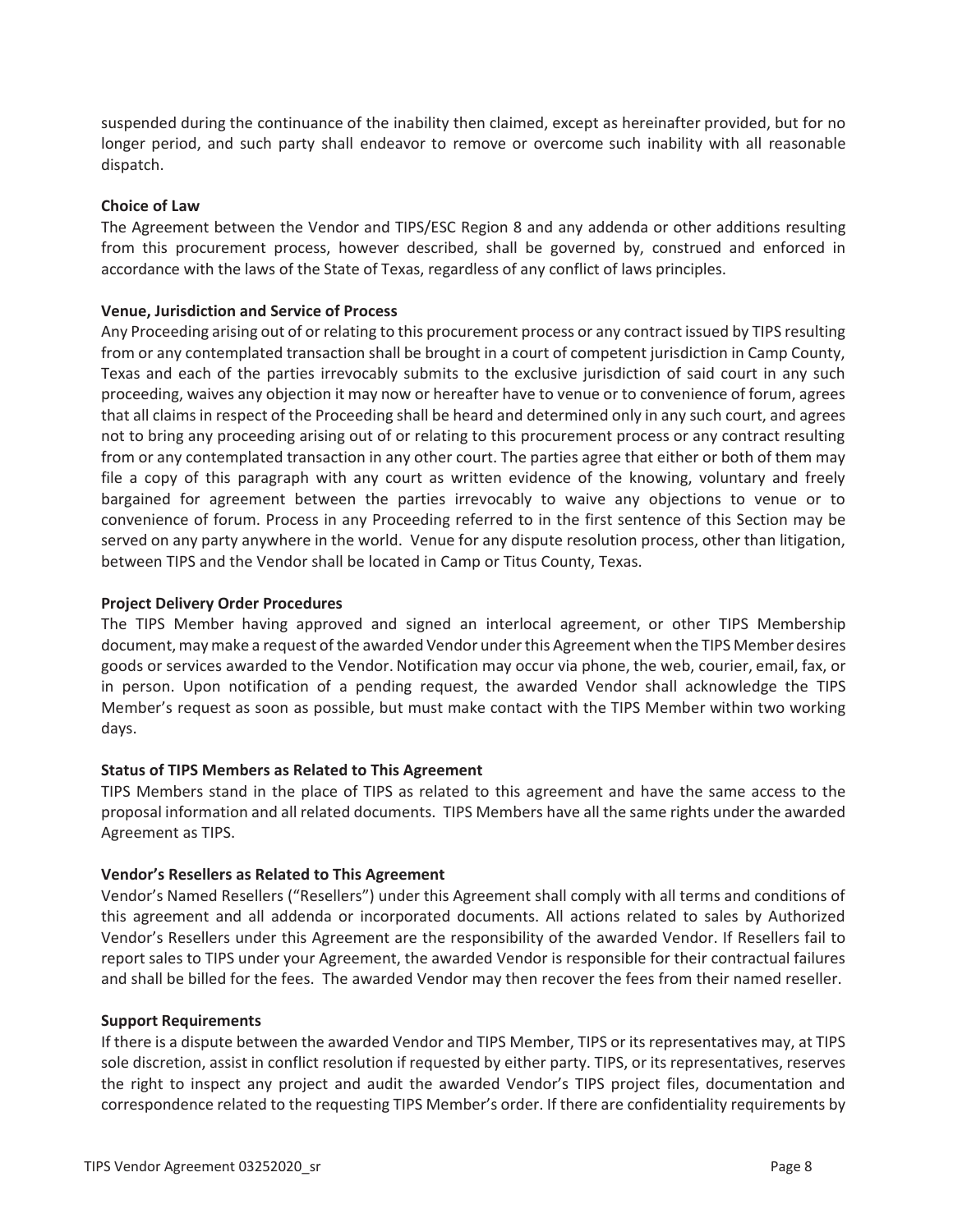suspended during the continuance of the inability then claimed, except as hereinafter provided, but for no longer period, and such party shall endeavor to remove or overcome such inability with all reasonable dispatch.

**Choice of Law**

The Agreement between the Vendor and TIPS/ESC Region 8 and any addenda or other additions resulting from this procurement process, however described, shall be governed by, construed and enforced in accordance with the laws of the State of Texas, regardless of any conflict of laws principles.

**Venue, Jurisdiction and Service of Process**

Any Proceeding arising out of or relating to this procurement process or any contract issued by TIPS resulting from or any contemplated transaction shall be brought in a court of competent jurisdiction in Camp County, Texas and each of the parties irrevocably submits to the exclusive jurisdiction of said court in any such proceeding, waives any objection it may now or hereafter have to venue or to convenience of forum, agrees that all claims in respect of the Proceeding shall be heard and determined only in any such court, and agrees not to bring any proceeding arising out of or relating to this procurement process or any contract resulting from or any contemplated transaction in any other court. The parties agree that either or both of them may file a copy of this paragraph with any court as written evidence of the knowing, voluntary and freely bargained for agreement between the parties irrevocably to waive any objections to venue or to convenience of forum. Process in any Proceeding referred to in the first sentence of this Section may be served on any party anywhere in the world. Venue for any dispute resolution process, other than litigation, between TIPS and the Vendor shall be located in Camp or Titus County, Texas.

**Project Delivery Order Procedures**

The TIPS Member having approved and signed an interlocal agreement, or other TIPS Membership document, may make a request of the awarded Vendor under this Agreement when the TIPS Member desires goods or services awarded to the Vendor. Notification may occur via phone, the web, courier, email, fax, or in person. Upon notification of a pending request, the awarded Vendor shall acknowledge the TIPS Member's request as soon as possible, but must make contact with the TIPS Member within two working days.

**Status of TIPS Members as Related to This Agreement**

TIPS Members stand in the place of TIPS as related to this agreement and have the same access to the proposal information and all related documents. TIPS Members have all the same rights under the awarded Agreement as TIPS.

**Vendor's Resellers as Related to This Agreement**

Vendor's Named Resellers ("Resellers") under this Agreement shall comply with all terms and conditions of this agreement and all addenda or incorporated documents. All actions related to sales by Authorized Vendor's Resellers under this Agreement are the responsibility of the awarded Vendor. If Resellers fail to report sales to TIPS under your Agreement, the awarded Vendor is responsible for their contractual failures and shall be billed for the fees. The awarded Vendor may then recover the fees from their named reseller.

**Support Requirements**

If there is a dispute between the awarded Vendor and TIPS Member, TIPS or its representatives may, at TIPS sole discretion, assist in conflict resolution if requested by either party. TIPS, or its representatives, reserves the right to inspect any project and audit the awarded Vendor's TIPS project files, documentation and correspondence related to the requesting TIPS Member's order. If there are confidentiality requirements by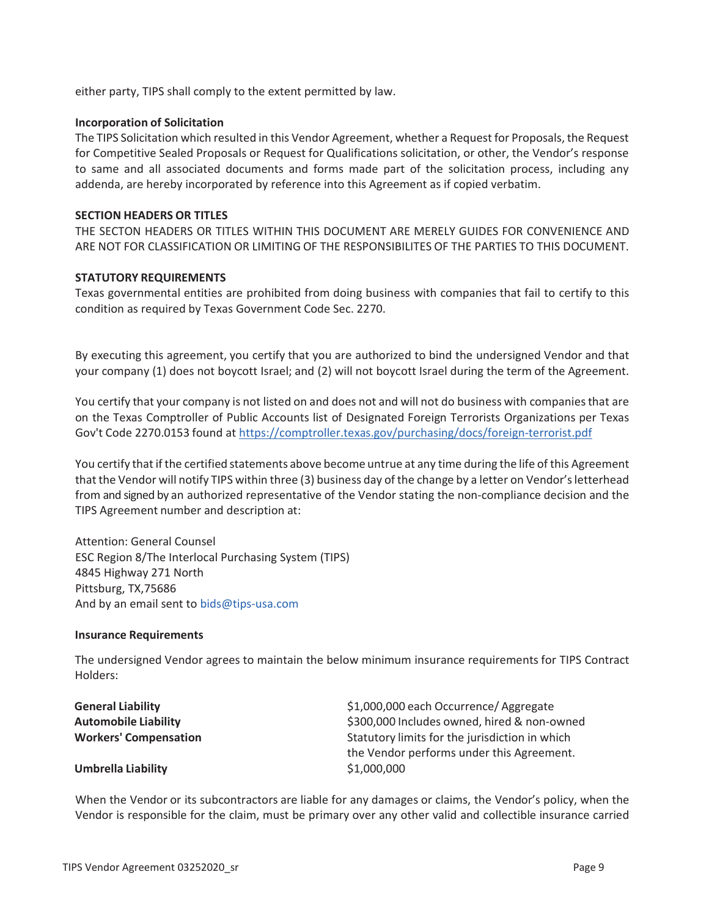either party, TIPS shall comply to the extent permitted by law.

**Incorporation of Solicitation**

The TIPS Solicitation which resulted in this Vendor Agreement, whether a Request for Proposals, the Request for Competitive Sealed Proposals or Request for Qualifications solicitation, or other, the Vendor's response to same and all associated documents and forms made part of the solicitation process, including any addenda, are hereby incorporated by reference into this Agreement as if copied verbatim.

**SECTION HEADERS OR TITLES**

THE SECTON HEADERS OR TITLES WITHIN THIS DOCUMENT ARE MERELY GUIDES FOR CONVENIENCE AND ARE NOT FOR CLASSIFICATION OR LIMITING OF THE RESPONSIBILITES OF THE PARTIES TO THIS DOCUMENT.

**STATUTORY REQUIREMENTS**

Texas governmental entities are prohibited from doing business with companies that fail to certify to this condition as required by Texas Government Code Sec. 2270.

By executing this agreement, you certify that you are authorized to bind the undersigned Vendor and that your company (1) does not boycott Israel; and (2) will not boycott Israel during the term of the Agreement.

You certify that your company is not listed on and does not and will not do business with companies that are on the Texas Comptroller of Public Accounts list of Designated Foreign Terrorists Organizations per Texas Gov't Code 2270.0153 found at https://comptroller.texas.gov/purchasing/docs/foreign-terrorist.pdf

You certify that if the certified statements above become untrue at any time during the life of this Agreement that the Vendor will notify TIPS within three (3) business day of the change by a letter on Vendor's letterhead from and signed by an authorized representative of the Vendor stating the non-compliance decision and the TIPS Agreement number and description at:

Attention: General Counsel
ESC Region 8/The Interlocal Purchasing System (TIPS)
4845 Highway 271 North
Pittsburg, TX,75686
And by an email sent to bids@tips-usa.com

**Insurance Requirements**

The undersigned Vendor agrees to maintain the below minimum insurance requirements for TIPS Contract Holders:

| | |
|---|---|
| **General Liability** | $1,000,000 each Occurrence/ Aggregate |
| **Automobile Liability** | $300,000 Includes owned, hired & non-owned |
| **Workers' Compensation** | Statutory limits for the jurisdiction in which the Vendor performs under this Agreement. |
| **Umbrella Liability** | $1,000,000 |

When the Vendor or its subcontractors are liable for any damages or claims, the Vendor's policy, when the Vendor is responsible for the claim, must be primary over any other valid and collectible insurance carried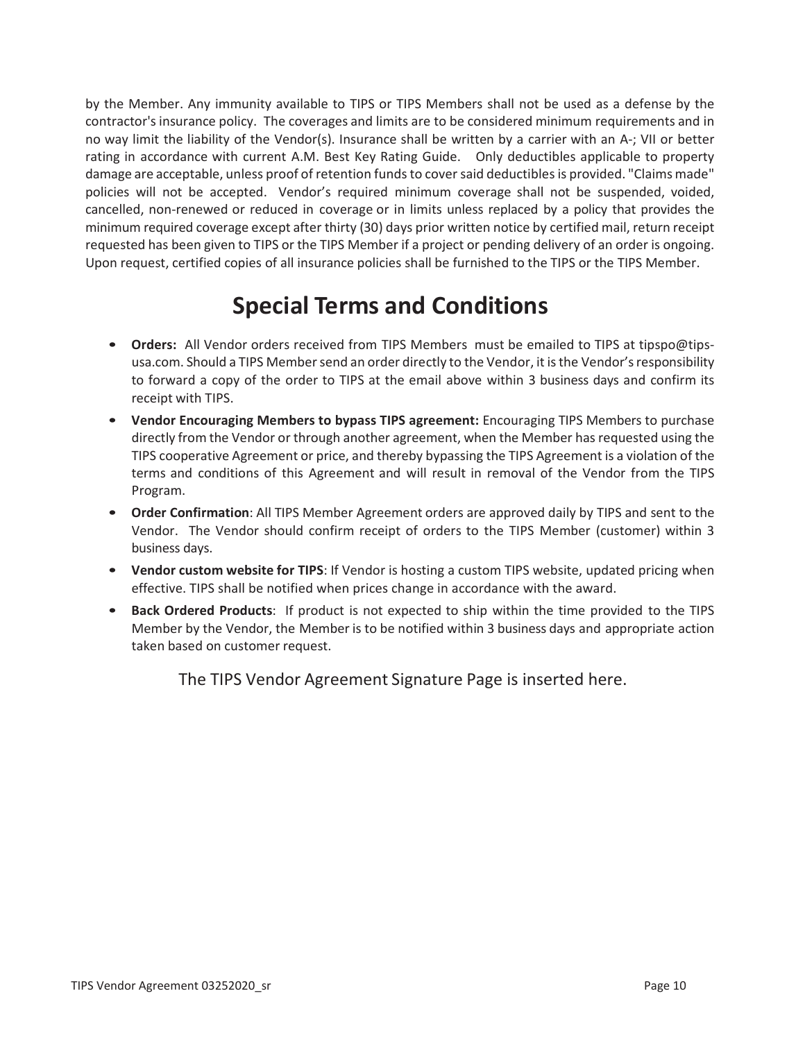by the Member. Any immunity available to TIPS or TIPS Members shall not be used as a defense by the contractor's insurance policy. The coverages and limits are to be considered minimum requirements and in no way limit the liability of the Vendor(s). Insurance shall be written by a carrier with an A-; VII or better rating in accordance with current A.M. Best Key Rating Guide. Only deductibles applicable to property damage are acceptable, unless proof of retention funds to cover said deductibles is provided. "Claims made" policies will not be accepted. Vendor's required minimum coverage shall not be suspended, voided, cancelled, non-renewed or reduced in coverage or in limits unless replaced by a policy that provides the minimum required coverage except after thirty (30) days prior written notice by certified mail, return receipt requested has been given to TIPS or the TIPS Member if a project or pending delivery of an order is ongoing. Upon request, certified copies of all insurance policies shall be furnished to the TIPS or the TIPS Member.

# Special Terms and Conditions

- **Orders:** All Vendor orders received from TIPS Members must be emailed to TIPS at tipspo@tips-usa.com. Should a TIPS Member send an order directly to the Vendor, it is the Vendor's responsibility to forward a copy of the order to TIPS at the email above within 3 business days and confirm its receipt with TIPS.
- **Vendor Encouraging Members to bypass TIPS agreement:** Encouraging TIPS Members to purchase directly from the Vendor or through another agreement, when the Member has requested using the TIPS cooperative Agreement or price, and thereby bypassing the TIPS Agreement is a violation of the terms and conditions of this Agreement and will result in removal of the Vendor from the TIPS Program.
- **Order Confirmation**: All TIPS Member Agreement orders are approved daily by TIPS and sent to the Vendor. The Vendor should confirm receipt of orders to the TIPS Member (customer) within 3 business days.
- **Vendor custom website for TIPS**: If Vendor is hosting a custom TIPS website, updated pricing when effective. TIPS shall be notified when prices change in accordance with the award.
- **Back Ordered Products**: If product is not expected to ship within the time provided to the TIPS Member by the Vendor, the Member is to be notified within 3 business days and appropriate action taken based on customer request.

The TIPS Vendor Agreement Signature Page is inserted here.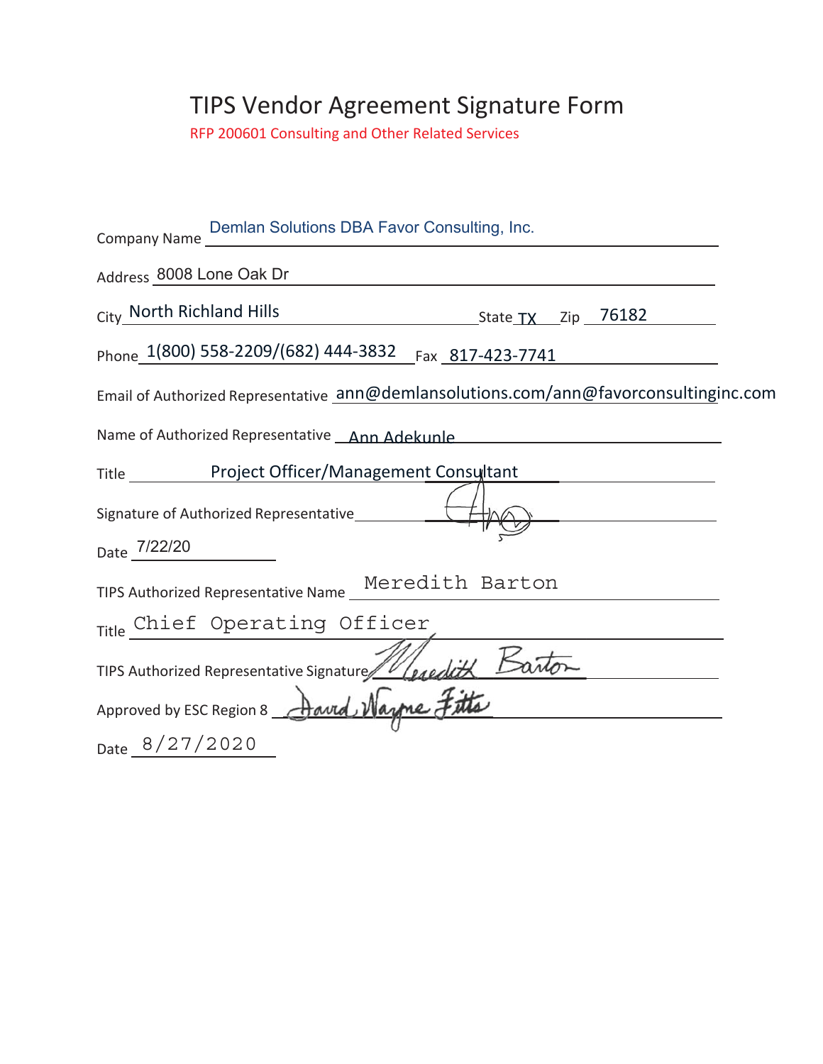# TIPS Vendor Agreement Signature Form

RFP 200601 Consulting and Other Related Services

Company Name Demlan Solutions DBA Favor Consulting, Inc.

Address 8008 Lone Oak Dr

City North Richland Hills State TX Zip 76182

Phone 1(800) 558-2209/(682) 444-3832 Fax 817-423-7741

Email of Authorized Representative ann@demlansolutions.com/ann@favorconsultinginc.com

Name of Authorized Representative Ann Adekunle

Title Project Officer/Management Consultant

Signature of Authorized Representative [signature]

Date 7/22/20

TIPS Authorized Representative Name Meredith Barton

Title Chief Operating Officer

TIPS Authorized Representative Signature Meredith Barton

Approved by ESC Region 8 David Wayne Fitts

Date 8/27/2020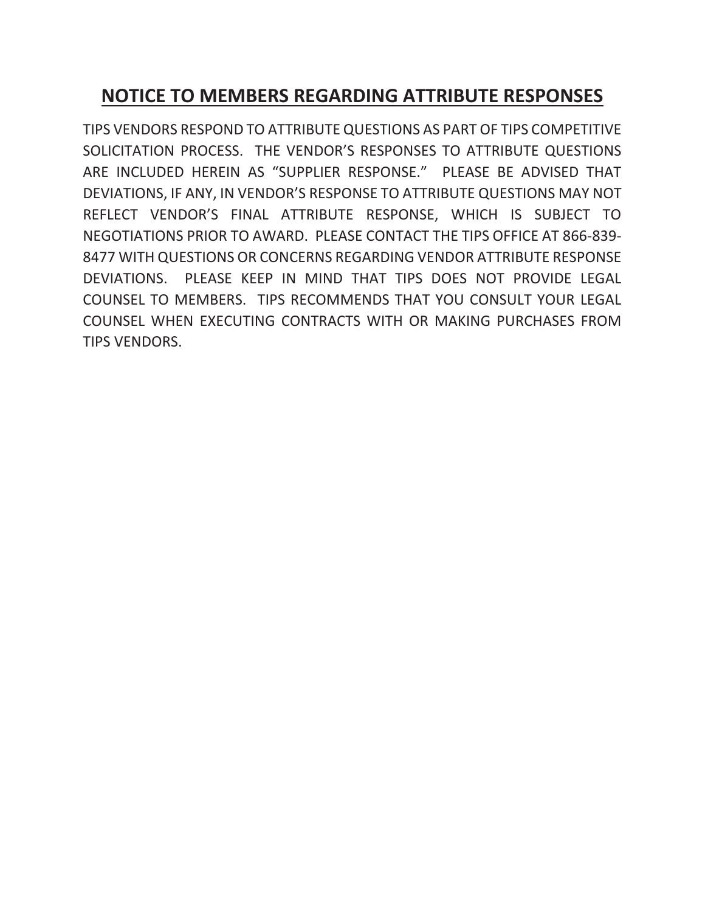# NOTICE TO MEMBERS REGARDING ATTRIBUTE RESPONSES

TIPS VENDORS RESPOND TO ATTRIBUTE QUESTIONS AS PART OF TIPS COMPETITIVE SOLICITATION PROCESS. THE VENDOR'S RESPONSES TO ATTRIBUTE QUESTIONS ARE INCLUDED HEREIN AS "SUPPLIER RESPONSE." PLEASE BE ADVISED THAT DEVIATIONS, IF ANY, IN VENDOR'S RESPONSE TO ATTRIBUTE QUESTIONS MAY NOT REFLECT VENDOR'S FINAL ATTRIBUTE RESPONSE, WHICH IS SUBJECT TO NEGOTIATIONS PRIOR TO AWARD. PLEASE CONTACT THE TIPS OFFICE AT 866-839-8477 WITH QUESTIONS OR CONCERNS REGARDING VENDOR ATTRIBUTE RESPONSE DEVIATIONS. PLEASE KEEP IN MIND THAT TIPS DOES NOT PROVIDE LEGAL COUNSEL TO MEMBERS. TIPS RECOMMENDS THAT YOU CONSULT YOUR LEGAL COUNSEL WHEN EXECUTING CONTRACTS WITH OR MAKING PURCHASES FROM TIPS VENDORS.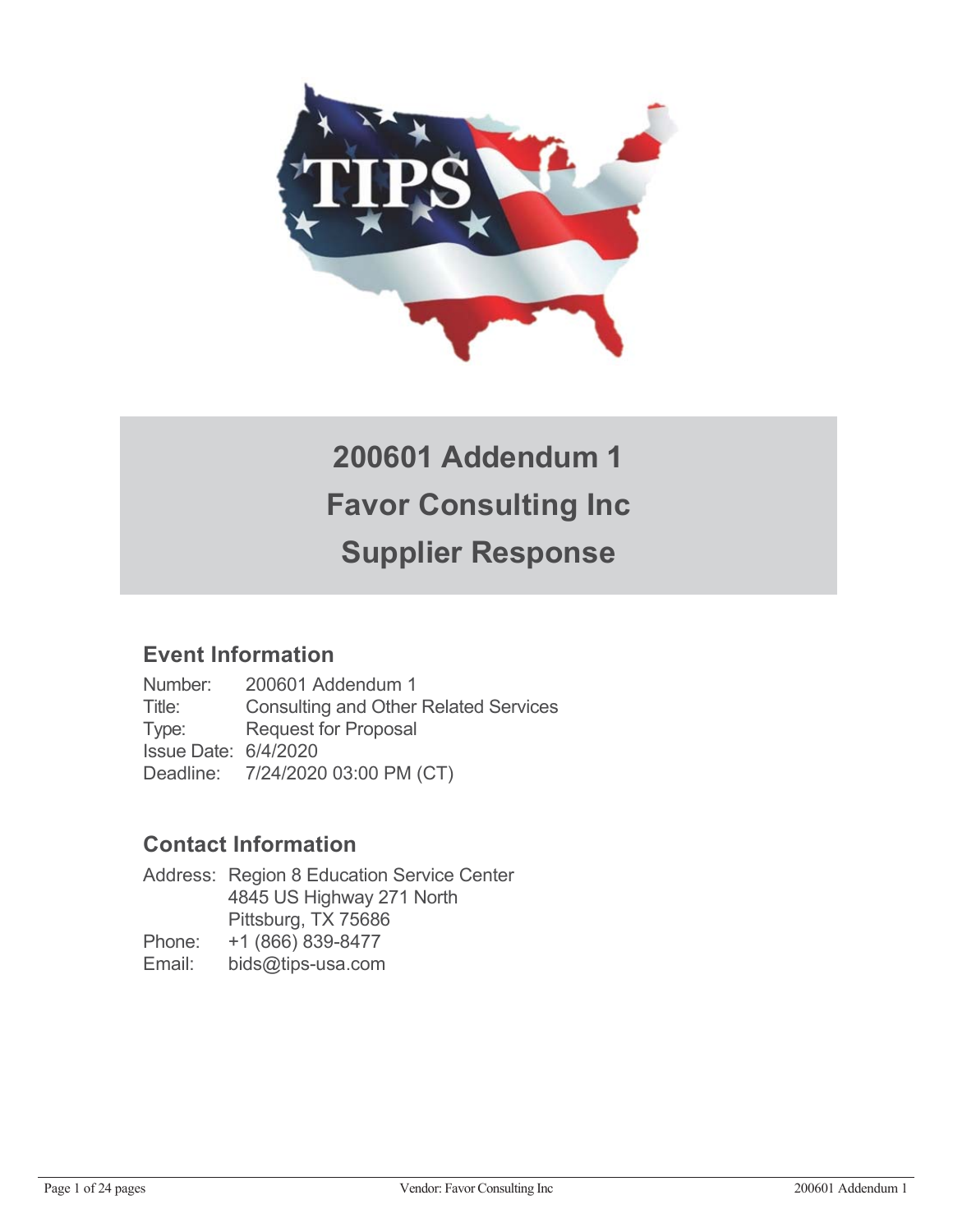# 200601 Addendum 1
# Favor Consulting Inc
# Supplier Response

## Event Information

Number: 200601 Addendum 1
Title: Consulting and Other Related Services
Type: Request for Proposal
Issue Date: 6/4/2020
Deadline: 7/24/2020 03:00 PM (CT)

## Contact Information

Address: Region 8 Education Service Center
4845 US Highway 271 North
Pittsburg, TX 75686
Phone: +1 (866) 839-8477
Email: bids@tips-usa.com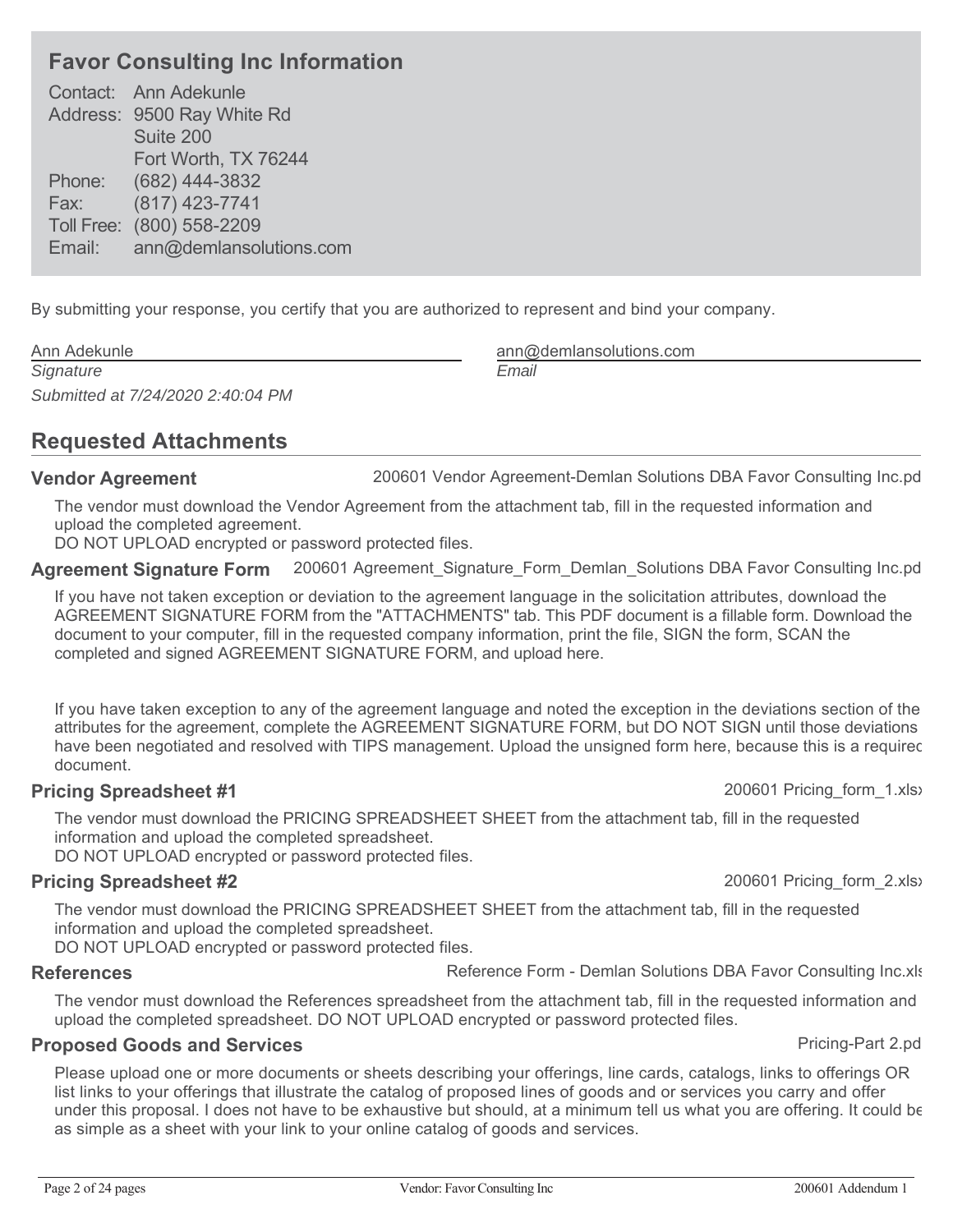## Favor Consulting Inc Information

Contact: Ann Adekunle
Address: 9500 Ray White Rd
Suite 200
Fort Worth, TX 76244
Phone: (682) 444-3832
Fax: (817) 423-7741
Toll Free: (800) 558-2209
Email: ann@demlansolutions.com

By submitting your response, you certify that you are authorized to represent and bind your company.

| Ann Adekunle | ann@demlansolutions.com |
|---|---|
| *Signature* | *Email* |

*Submitted at 7/24/2020 2:40:04 PM*

## Requested Attachments

**Vendor Agreement** — 200601 Vendor Agreement-Demlan Solutions DBA Favor Consulting Inc.pd

The vendor must download the Vendor Agreement from the attachment tab, fill in the requested information and upload the completed agreement.
DO NOT UPLOAD encrypted or password protected files.

**Agreement Signature Form** — 200601 Agreement_Signature_Form_Demlan_Solutions DBA Favor Consulting Inc.pd

If you have not taken exception or deviation to the agreement language in the solicitation attributes, download the AGREEMENT SIGNATURE FORM from the "ATTACHMENTS" tab. This PDF document is a fillable form. Download the document to your computer, fill in the requested company information, print the file, SIGN the form, SCAN the completed and signed AGREEMENT SIGNATURE FORM, and upload here.

If you have taken exception to any of the agreement language and noted the exception in the deviations section of the attributes for the agreement, complete the AGREEMENT SIGNATURE FORM, but DO NOT SIGN until those deviations have been negotiated and resolved with TIPS management. Upload the unsigned form here, because this is a requirec document.

**Pricing Spreadsheet #1** — 200601 Pricing_form_1.xlsx

The vendor must download the PRICING SPREADSHEET SHEET from the attachment tab, fill in the requested information and upload the completed spreadsheet.
DO NOT UPLOAD encrypted or password protected files.

**Pricing Spreadsheet #2** — 200601 Pricing_form_2.xlsx

The vendor must download the PRICING SPREADSHEET SHEET from the attachment tab, fill in the requested information and upload the completed spreadsheet.
DO NOT UPLOAD encrypted or password protected files.

**References** — Reference Form - Demlan Solutions DBA Favor Consulting Inc.xls

The vendor must download the References spreadsheet from the attachment tab, fill in the requested information and upload the completed spreadsheet. DO NOT UPLOAD encrypted or password protected files.

**Proposed Goods and Services** — Pricing-Part 2.pd

Please upload one or more documents or sheets describing your offerings, line cards, catalogs, links to offerings OR list links to your offerings that illustrate the catalog of proposed lines of goods and or services you carry and offer under this proposal. I does not have to be exhaustive but should, at a minimum tell us what you are offering. It could be as simple as a sheet with your link to your online catalog of goods and services.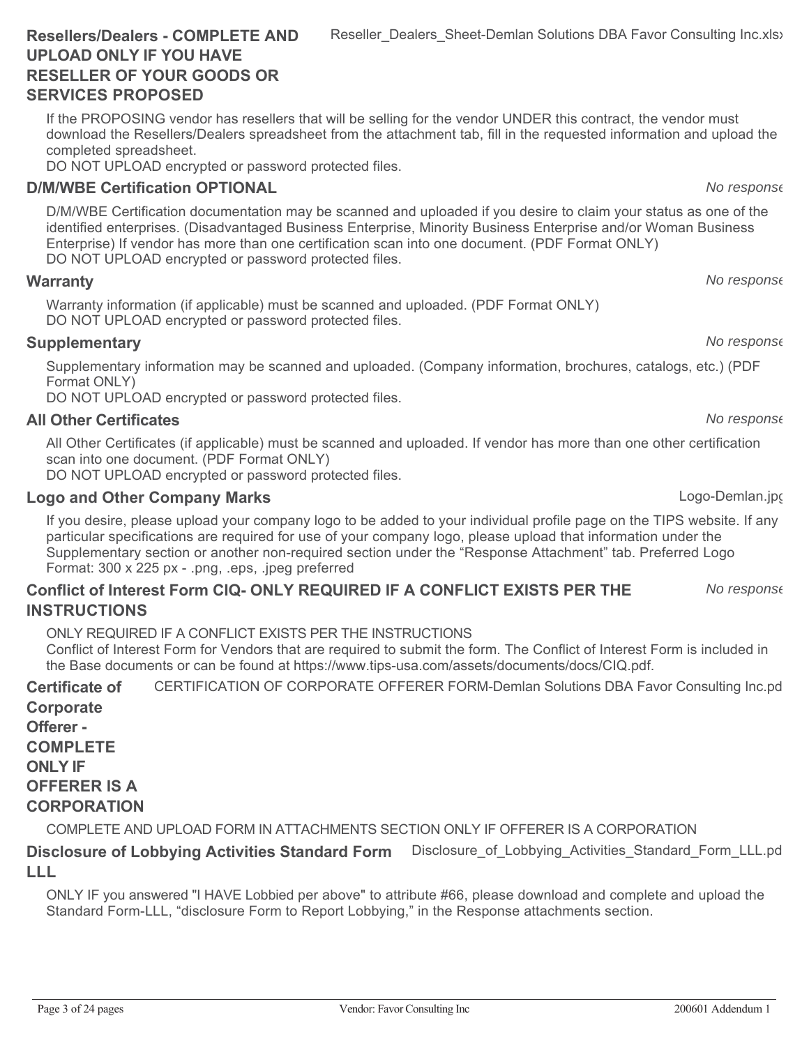**Resellers/Dealers - COMPLETE AND UPLOAD ONLY IF YOU HAVE RESELLER OF YOUR GOODS OR SERVICES PROPOSED** — Reseller_Dealers_Sheet-Demlan Solutions DBA Favor Consulting Inc.xlsx

If the PROPOSING vendor has resellers that will be selling for the vendor UNDER this contract, the vendor must download the Resellers/Dealers spreadsheet from the attachment tab, fill in the requested information and upload the completed spreadsheet.
DO NOT UPLOAD encrypted or password protected files.

**D/M/WBE Certification OPTIONAL** — *No response*

D/M/WBE Certification documentation may be scanned and uploaded if you desire to claim your status as one of the identified enterprises. (Disadvantaged Business Enterprise, Minority Business Enterprise and/or Woman Business Enterprise) If vendor has more than one certification scan into one document. (PDF Format ONLY)
DO NOT UPLOAD encrypted or password protected files.

**Warranty** — *No response*

Warranty information (if applicable) must be scanned and uploaded. (PDF Format ONLY)
DO NOT UPLOAD encrypted or password protected files.

**Supplementary** — *No response*

Supplementary information may be scanned and uploaded. (Company information, brochures, catalogs, etc.) (PDF Format ONLY)
DO NOT UPLOAD encrypted or password protected files.

**All Other Certificates** — *No response*

All Other Certificates (if applicable) must be scanned and uploaded. If vendor has more than one other certification scan into one document. (PDF Format ONLY)
DO NOT UPLOAD encrypted or password protected files.

**Logo and Other Company Marks** — Logo-Demlan.jpg

If you desire, please upload your company logo to be added to your individual profile page on the TIPS website. If any particular specifications are required for use of your company logo, please upload that information under the Supplementary section or another non-required section under the "Response Attachment" tab. Preferred Logo Format: 300 x 225 px - .png, .eps, .jpeg preferred

**Conflict of Interest Form CIQ- ONLY REQUIRED IF A CONFLICT EXISTS PER THE INSTRUCTIONS** — *No response*

ONLY REQUIRED IF A CONFLICT EXISTS PER THE INSTRUCTIONS
Conflict of Interest Form for Vendors that are required to submit the form. The Conflict of Interest Form is included in the Base documents or can be found at https://www.tips-usa.com/assets/documents/docs/CIQ.pdf.

**Certificate of Corporate Offerer - COMPLETE ONLY IF OFFERER IS A CORPORATION** — CERTIFICATION OF CORPORATE OFFERER FORM-Demlan Solutions DBA Favor Consulting Inc.pdf

COMPLETE AND UPLOAD FORM IN ATTACHMENTS SECTION ONLY IF OFFERER IS A CORPORATION

**Disclosure of Lobbying Activities Standard Form LLL** — Disclosure_of_Lobbying_Activities_Standard_Form_LLL.pdf

ONLY IF you answered "I HAVE Lobbied per above" to attribute #66, please download and complete and upload the Standard Form-LLL, "disclosure Form to Report Lobbying," in the Response attachments section.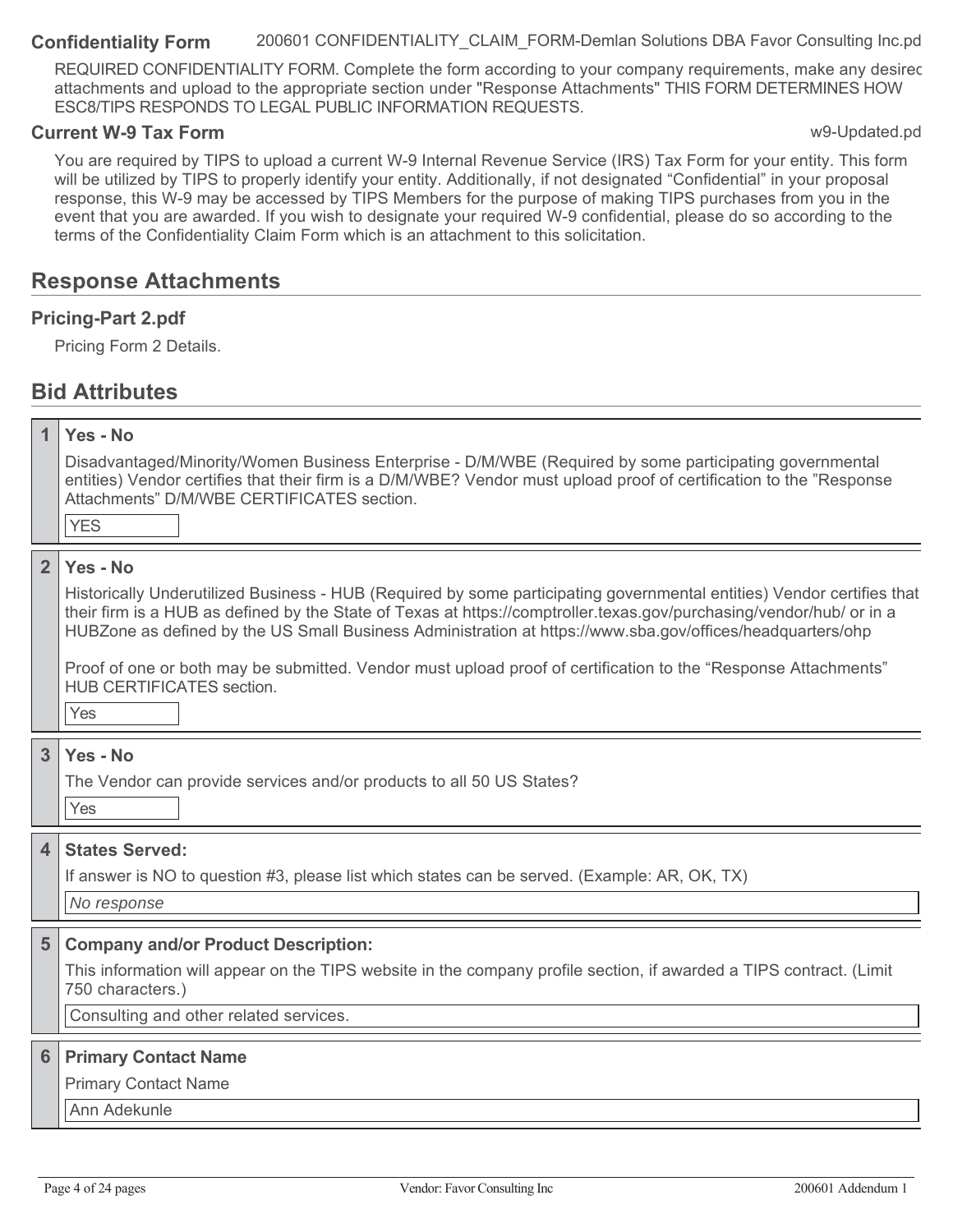**Confidentiality Form** 200601 CONFIDENTIALITY_CLAIM_FORM-Demlan Solutions DBA Favor Consulting Inc.pd

REQUIRED CONFIDENTIALITY FORM. Complete the form according to your company requirements, make any desired attachments and upload to the appropriate section under "Response Attachments" THIS FORM DETERMINES HOW ESC8/TIPS RESPONDS TO LEGAL PUBLIC INFORMATION REQUESTS.

**Current W-9 Tax Form** w9-Updated.pd

You are required by TIPS to upload a current W-9 Internal Revenue Service (IRS) Tax Form for your entity. This form will be utilized by TIPS to properly identify your entity. Additionally, if not designated "Confidential" in your proposal response, this W-9 may be accessed by TIPS Members for the purpose of making TIPS purchases from you in the event that you are awarded. If you wish to designate your required W-9 confidential, please do so according to the terms of the Confidentiality Claim Form which is an attachment to this solicitation.

## Response Attachments

### Pricing-Part 2.pdf

Pricing Form 2 Details.

## Bid Attributes

**1 Yes - No**

Disadvantaged/Minority/Women Business Enterprise - D/M/WBE (Required by some participating governmental entities) Vendor certifies that their firm is a D/M/WBE? Vendor must upload proof of certification to the "Response Attachments" D/M/WBE CERTIFICATES section.

YES

**2 Yes - No**

Historically Underutilized Business - HUB (Required by some participating governmental entities) Vendor certifies that their firm is a HUB as defined by the State of Texas at https://comptroller.texas.gov/purchasing/vendor/hub/ or in a HUBZone as defined by the US Small Business Administration at https://www.sba.gov/offices/headquarters/ohp

Proof of one or both may be submitted. Vendor must upload proof of certification to the "Response Attachments" HUB CERTIFICATES section.

Yes

**3 Yes - No**

The Vendor can provide services and/or products to all 50 US States?

Yes

**4 States Served:**

If answer is NO to question #3, please list which states can be served. (Example: AR, OK, TX)

*No response*

**5 Company and/or Product Description:**

This information will appear on the TIPS website in the company profile section, if awarded a TIPS contract. (Limit 750 characters.)

Consulting and other related services.

**6 Primary Contact Name**

Primary Contact Name

Ann Adekunle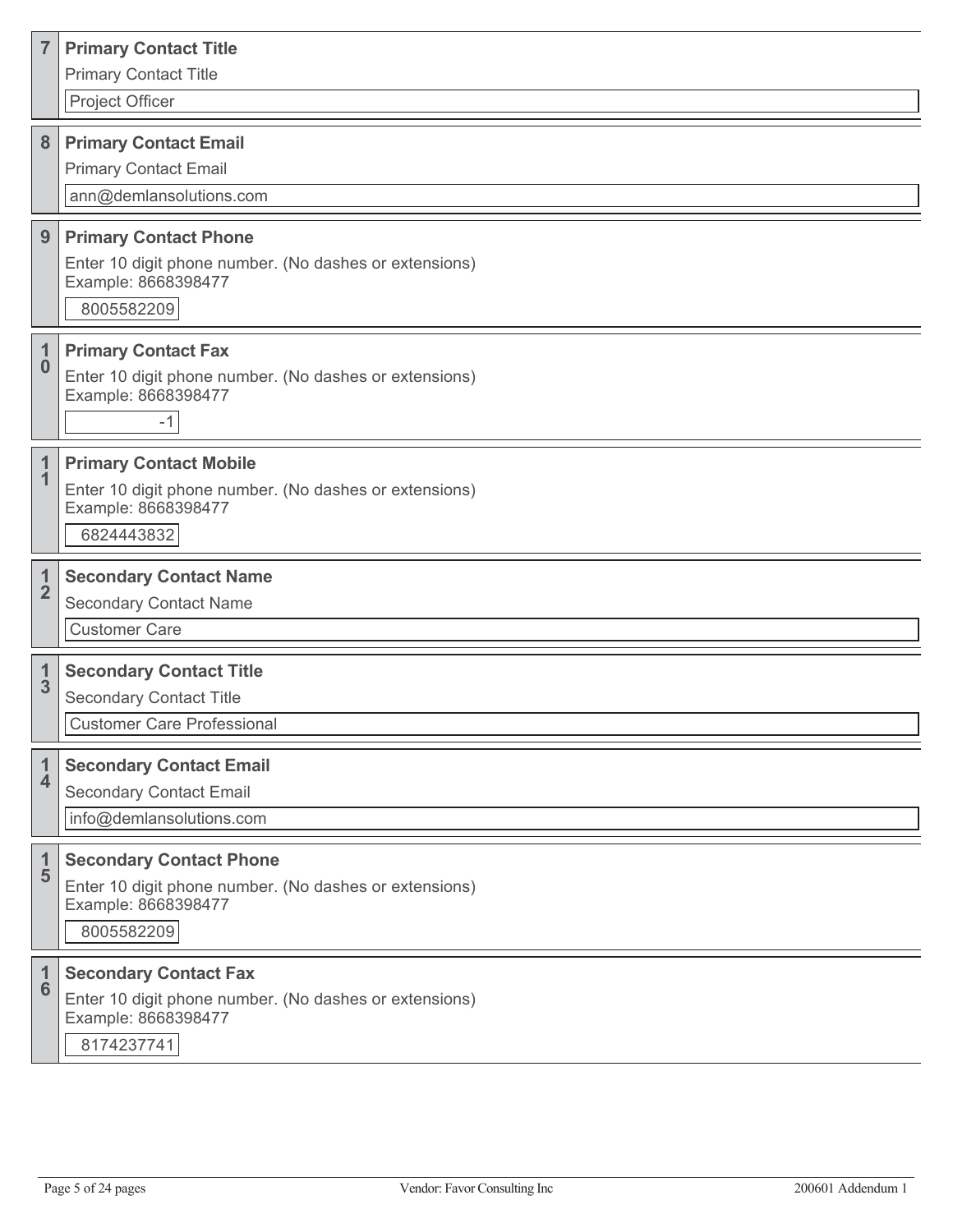## 7 Primary Contact Title

Primary Contact Title

Project Officer

## 8 Primary Contact Email

Primary Contact Email

ann@demlansolutions.com

## 9 Primary Contact Phone

Enter 10 digit phone number. (No dashes or extensions)
Example: 8668398477

8005582209

## 10 Primary Contact Fax

Enter 10 digit phone number. (No dashes or extensions)
Example: 8668398477

-1

## 11 Primary Contact Mobile

Enter 10 digit phone number. (No dashes or extensions)
Example: 8668398477

6824443832

## 12 Secondary Contact Name

Secondary Contact Name

Customer Care

## 13 Secondary Contact Title

Secondary Contact Title

Customer Care Professional

## 14 Secondary Contact Email

Secondary Contact Email

info@demlansolutions.com

## 15 Secondary Contact Phone

Enter 10 digit phone number. (No dashes or extensions)
Example: 8668398477

8005582209

## 16 Secondary Contact Fax

Enter 10 digit phone number. (No dashes or extensions)
Example: 8668398477

8174237741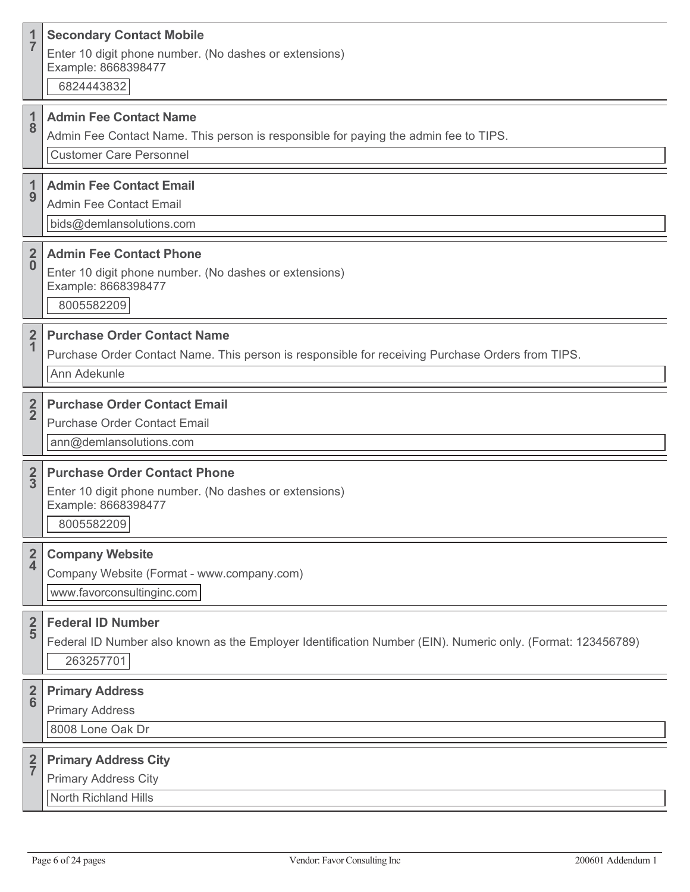**17 Secondary Contact Mobile**

Enter 10 digit phone number. (No dashes or extensions)
Example: 8668398477

6824443832

**18 Admin Fee Contact Name**

Admin Fee Contact Name. This person is responsible for paying the admin fee to TIPS.

Customer Care Personnel

**19 Admin Fee Contact Email**

Admin Fee Contact Email

bids@demlansolutions.com

**20 Admin Fee Contact Phone**

Enter 10 digit phone number. (No dashes or extensions)
Example: 8668398477

8005582209

**21 Purchase Order Contact Name**

Purchase Order Contact Name. This person is responsible for receiving Purchase Orders from TIPS.

Ann Adekunle

**22 Purchase Order Contact Email**

Purchase Order Contact Email

ann@demlansolutions.com

**23 Purchase Order Contact Phone**

Enter 10 digit phone number. (No dashes or extensions)
Example: 8668398477

8005582209

**24 Company Website**

Company Website (Format - www.company.com)

www.favorconsultinginc.com

**25 Federal ID Number**

Federal ID Number also known as the Employer Identification Number (EIN). Numeric only. (Format: 123456789)

263257701

**26 Primary Address**

Primary Address

8008 Lone Oak Dr

**27 Primary Address City**

Primary Address City

North Richland Hills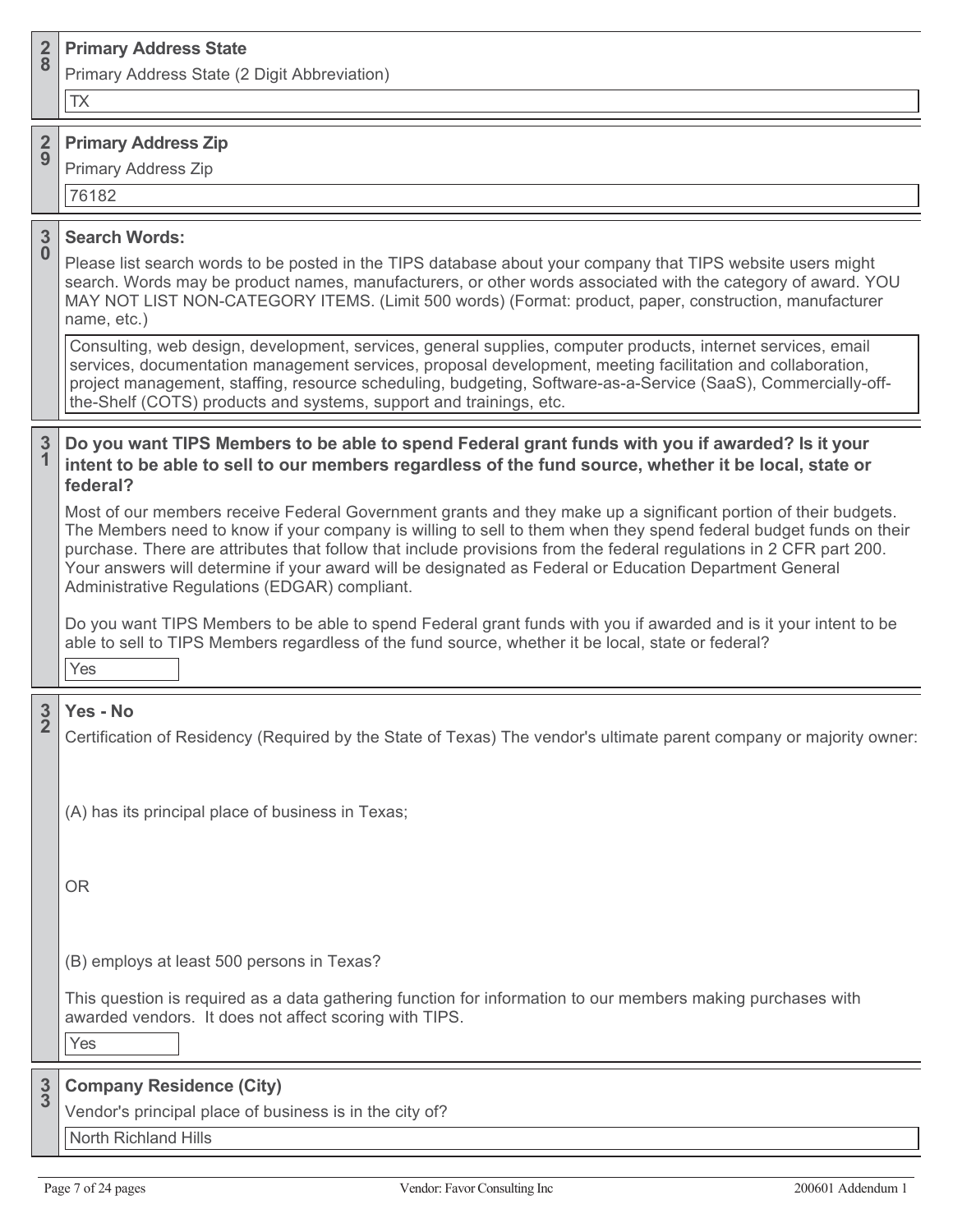**28**

**Primary Address State**

Primary Address State (2 Digit Abbreviation)

TX

**29**

**Primary Address Zip**

Primary Address Zip

76182

**30**

**Search Words:**

Please list search words to be posted in the TIPS database about your company that TIPS website users might search. Words may be product names, manufacturers, or other words associated with the category of award. YOU MAY NOT LIST NON-CATEGORY ITEMS. (Limit 500 words) (Format: product, paper, construction, manufacturer name, etc.)

Consulting, web design, development, services, general supplies, computer products, internet services, email services, documentation management services, proposal development, meeting facilitation and collaboration, project management, staffing, resource scheduling, budgeting, Software-as-a-Service (SaaS), Commercially-off-the-Shelf (COTS) products and systems, support and trainings, etc.

**31**

**Do you want TIPS Members to be able to spend Federal grant funds with you if awarded? Is it your intent to be able to sell to our members regardless of the fund source, whether it be local, state or federal?**

Most of our members receive Federal Government grants and they make up a significant portion of their budgets. The Members need to know if your company is willing to sell to them when they spend federal budget funds on their purchase. There are attributes that follow that include provisions from the federal regulations in 2 CFR part 200. Your answers will determine if your award will be designated as Federal or Education Department General Administrative Regulations (EDGAR) compliant.

Do you want TIPS Members to be able to spend Federal grant funds with you if awarded and is it your intent to be able to sell to TIPS Members regardless of the fund source, whether it be local, state or federal?

Yes

**32**

**Yes - No**

Certification of Residency (Required by the State of Texas) The vendor's ultimate parent company or majority owner:

(A) has its principal place of business in Texas;

OR

(B) employs at least 500 persons in Texas?

This question is required as a data gathering function for information to our members making purchases with awarded vendors. It does not affect scoring with TIPS.

Yes

**33**

**Company Residence (City)**

Vendor's principal place of business is in the city of?

North Richland Hills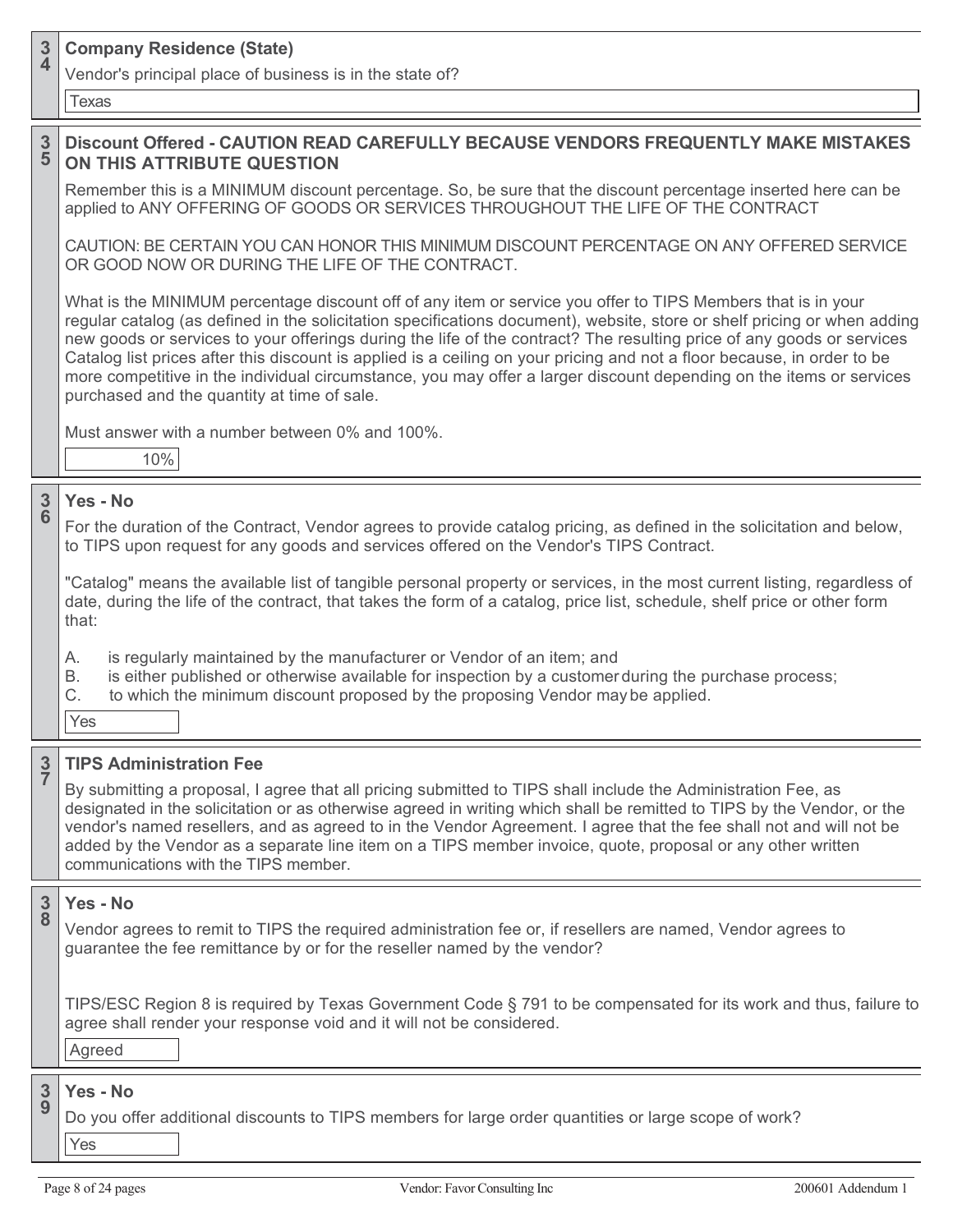**34 Company Residence (State)**

Vendor's principal place of business is in the state of?

Texas

**35 Discount Offered - CAUTION READ CAREFULLY BECAUSE VENDORS FREQUENTLY MAKE MISTAKES ON THIS ATTRIBUTE QUESTION**

Remember this is a MINIMUM discount percentage. So, be sure that the discount percentage inserted here can be applied to ANY OFFERING OF GOODS OR SERVICES THROUGHOUT THE LIFE OF THE CONTRACT

CAUTION: BE CERTAIN YOU CAN HONOR THIS MINIMUM DISCOUNT PERCENTAGE ON ANY OFFERED SERVICE OR GOOD NOW OR DURING THE LIFE OF THE CONTRACT.

What is the MINIMUM percentage discount off of any item or service you offer to TIPS Members that is in your regular catalog (as defined in the solicitation specifications document), website, store or shelf pricing or when adding new goods or services to your offerings during the life of the contract? The resulting price of any goods or services Catalog list prices after this discount is applied is a ceiling on your pricing and not a floor because, in order to be more competitive in the individual circumstance, you may offer a larger discount depending on the items or services purchased and the quantity at time of sale.

Must answer with a number between 0% and 100%.

10%

**36 Yes - No**

For the duration of the Contract, Vendor agrees to provide catalog pricing, as defined in the solicitation and below, to TIPS upon request for any goods and services offered on the Vendor's TIPS Contract.

"Catalog" means the available list of tangible personal property or services, in the most current listing, regardless of date, during the life of the contract, that takes the form of a catalog, price list, schedule, shelf price or other form that:

A. is regularly maintained by the manufacturer or Vendor of an item; and
B. is either published or otherwise available for inspection by a customer during the purchase process;
C. to which the minimum discount proposed by the proposing Vendor may be applied.

Yes

**37 TIPS Administration Fee**

By submitting a proposal, I agree that all pricing submitted to TIPS shall include the Administration Fee, as designated in the solicitation or as otherwise agreed in writing which shall be remitted to TIPS by the Vendor, or the vendor's named resellers, and as agreed to in the Vendor Agreement. I agree that the fee shall not and will not be added by the Vendor as a separate line item on a TIPS member invoice, quote, proposal or any other written communications with the TIPS member.

**38 Yes - No**

Vendor agrees to remit to TIPS the required administration fee or, if resellers are named, Vendor agrees to guarantee the fee remittance by or for the reseller named by the vendor?

TIPS/ESC Region 8 is required by Texas Government Code § 791 to be compensated for its work and thus, failure to agree shall render your response void and it will not be considered.

Agreed

**39 Yes - No**

Do you offer additional discounts to TIPS members for large order quantities or large scope of work?

Yes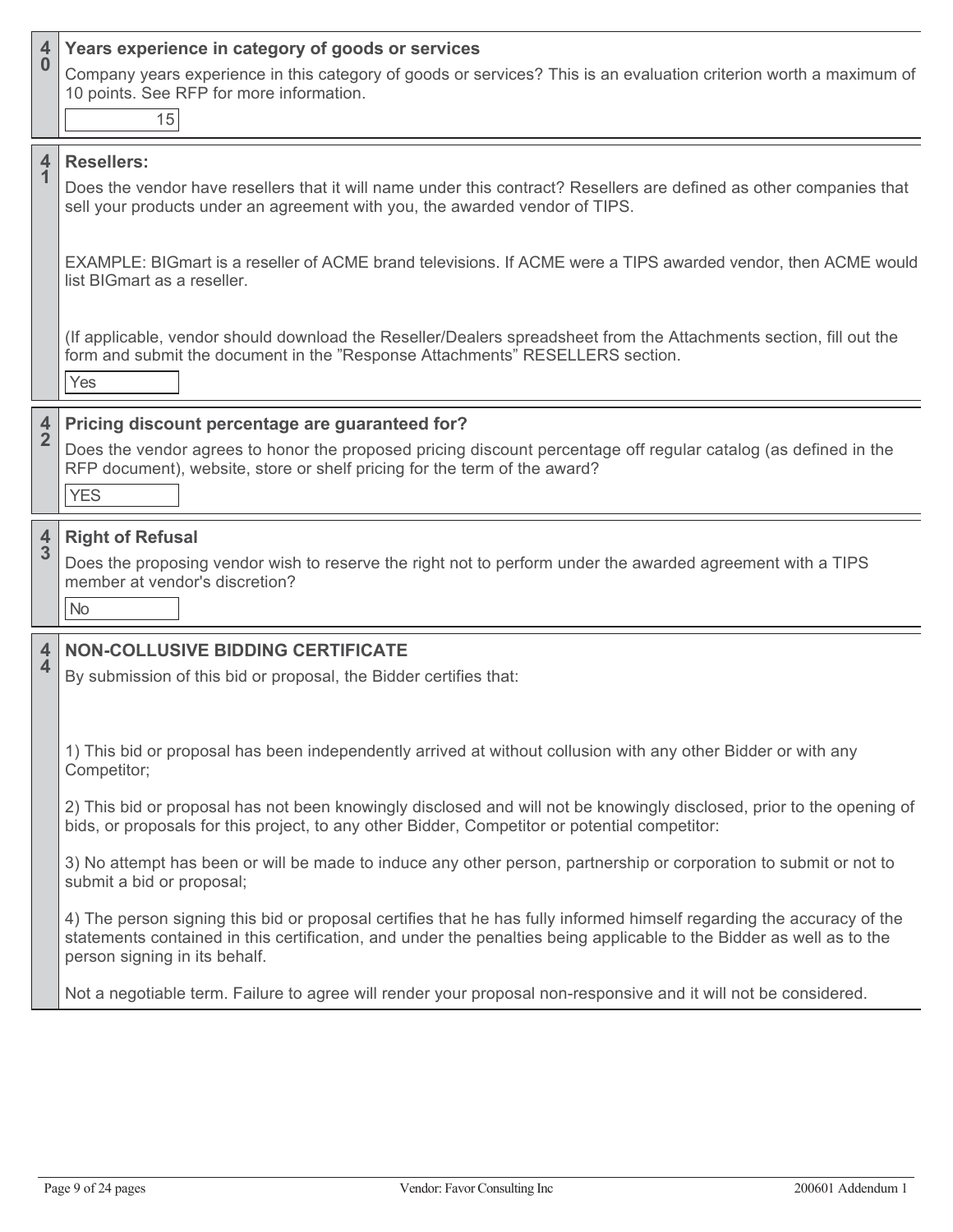**40** **Years experience in category of goods or services**

Company years experience in this category of goods or services? This is an evaluation criterion worth a maximum of 10 points. See RFP for more information.

15

**41** **Resellers:**

Does the vendor have resellers that it will name under this contract? Resellers are defined as other companies that sell your products under an agreement with you, the awarded vendor of TIPS.

EXAMPLE: BIGmart is a reseller of ACME brand televisions. If ACME were a TIPS awarded vendor, then ACME would list BIGmart as a reseller.

(If applicable, vendor should download the Reseller/Dealers spreadsheet from the Attachments section, fill out the form and submit the document in the "Response Attachments" RESELLERS section.

Yes

**42** **Pricing discount percentage are guaranteed for?**

Does the vendor agrees to honor the proposed pricing discount percentage off regular catalog (as defined in the RFP document), website, store or shelf pricing for the term of the award?

YES

**43** **Right of Refusal**

Does the proposing vendor wish to reserve the right not to perform under the awarded agreement with a TIPS member at vendor's discretion?

No

**44** **NON-COLLUSIVE BIDDING CERTIFICATE**

By submission of this bid or proposal, the Bidder certifies that:

1) This bid or proposal has been independently arrived at without collusion with any other Bidder or with any Competitor;

2) This bid or proposal has not been knowingly disclosed and will not be knowingly disclosed, prior to the opening of bids, or proposals for this project, to any other Bidder, Competitor or potential competitor:

3) No attempt has been or will be made to induce any other person, partnership or corporation to submit or not to submit a bid or proposal;

4) The person signing this bid or proposal certifies that he has fully informed himself regarding the accuracy of the statements contained in this certification, and under the penalties being applicable to the Bidder as well as to the person signing in its behalf.

Not a negotiable term. Failure to agree will render your proposal non-responsive and it will not be considered.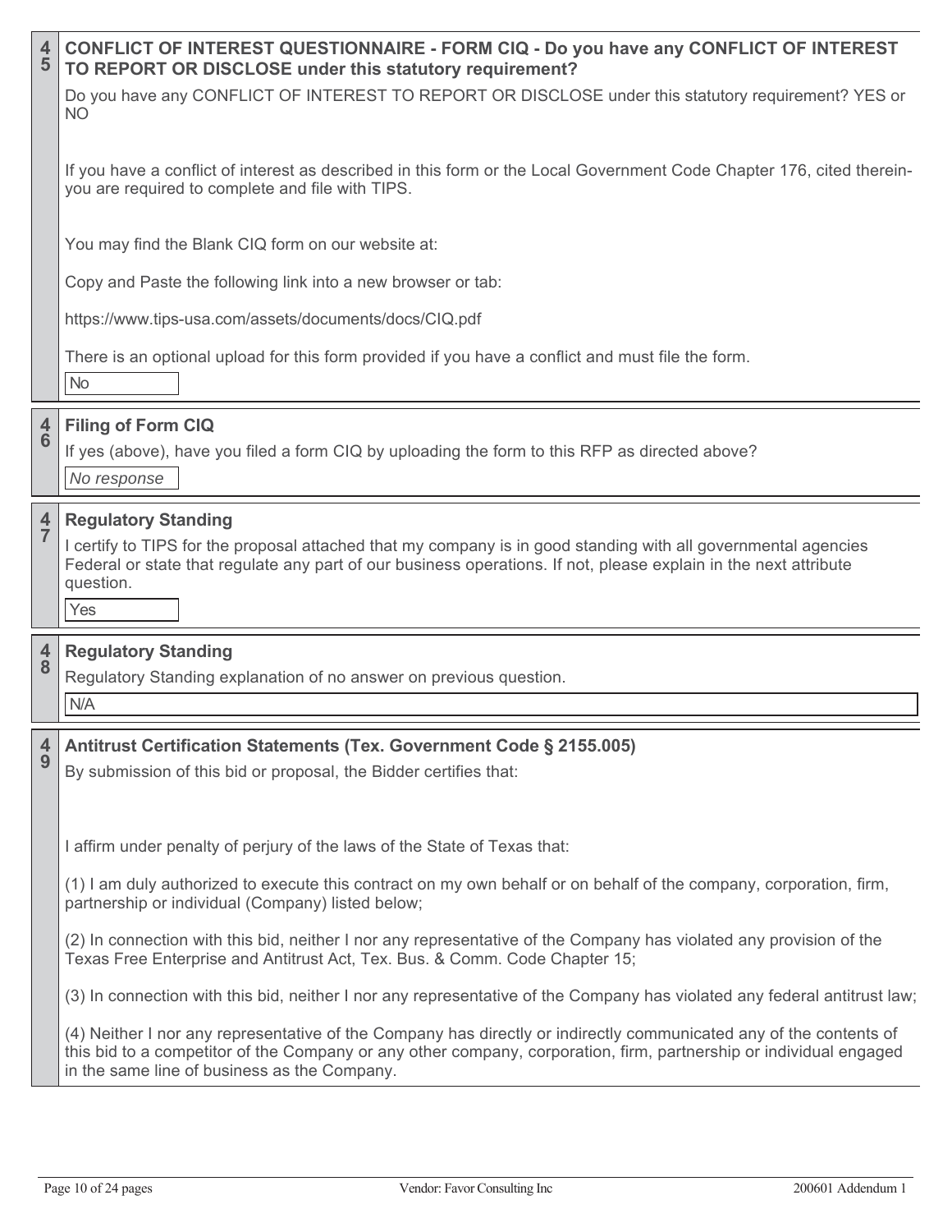## 45 CONFLICT OF INTEREST QUESTIONNAIRE - FORM CIQ - Do you have any CONFLICT OF INTEREST TO REPORT OR DISCLOSE under this statutory requirement?

Do you have any CONFLICT OF INTEREST TO REPORT OR DISCLOSE under this statutory requirement? YES or NO

If you have a conflict of interest as described in this form or the Local Government Code Chapter 176, cited therein- you are required to complete and file with TIPS.

You may find the Blank CIQ form on our website at:

Copy and Paste the following link into a new browser or tab:

https://www.tips-usa.com/assets/documents/docs/CIQ.pdf

There is an optional upload for this form provided if you have a conflict and must file the form.

No

## 46 Filing of Form CIQ

If yes (above), have you filed a form CIQ by uploading the form to this RFP as directed above?

*No response*

## 47 Regulatory Standing

I certify to TIPS for the proposal attached that my company is in good standing with all governmental agencies Federal or state that regulate any part of our business operations. If not, please explain in the next attribute question.

Yes

## 48 Regulatory Standing

Regulatory Standing explanation of no answer on previous question.

N/A

## 49 Antitrust Certification Statements (Tex. Government Code § 2155.005)

By submission of this bid or proposal, the Bidder certifies that:

I affirm under penalty of perjury of the laws of the State of Texas that:

(1) I am duly authorized to execute this contract on my own behalf or on behalf of the company, corporation, firm, partnership or individual (Company) listed below;

(2) In connection with this bid, neither I nor any representative of the Company has violated any provision of the Texas Free Enterprise and Antitrust Act, Tex. Bus. & Comm. Code Chapter 15;

(3) In connection with this bid, neither I nor any representative of the Company has violated any federal antitrust law;

(4) Neither I nor any representative of the Company has directly or indirectly communicated any of the contents of this bid to a competitor of the Company or any other company, corporation, firm, partnership or individual engaged in the same line of business as the Company.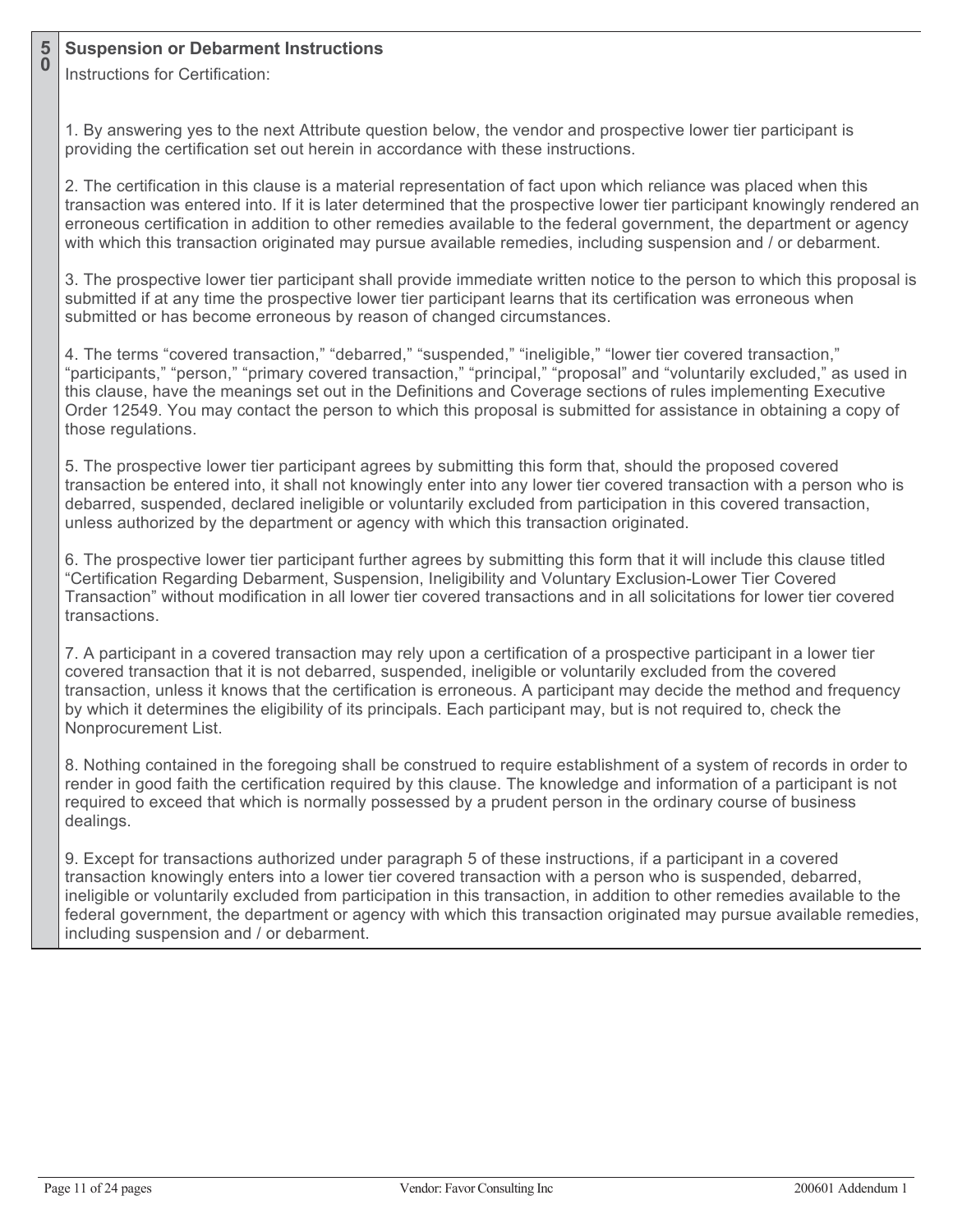50

**Suspension or Debarment Instructions**

Instructions for Certification:

1. By answering yes to the next Attribute question below, the vendor and prospective lower tier participant is providing the certification set out herein in accordance with these instructions.

2. The certification in this clause is a material representation of fact upon which reliance was placed when this transaction was entered into. If it is later determined that the prospective lower tier participant knowingly rendered an erroneous certification in addition to other remedies available to the federal government, the department or agency with which this transaction originated may pursue available remedies, including suspension and / or debarment.

3. The prospective lower tier participant shall provide immediate written notice to the person to which this proposal is submitted if at any time the prospective lower tier participant learns that its certification was erroneous when submitted or has become erroneous by reason of changed circumstances.

4. The terms "covered transaction," "debarred," "suspended," "ineligible," "lower tier covered transaction," "participants," "person," "primary covered transaction," "principal," "proposal" and "voluntarily excluded," as used in this clause, have the meanings set out in the Definitions and Coverage sections of rules implementing Executive Order 12549. You may contact the person to which this proposal is submitted for assistance in obtaining a copy of those regulations.

5. The prospective lower tier participant agrees by submitting this form that, should the proposed covered transaction be entered into, it shall not knowingly enter into any lower tier covered transaction with a person who is debarred, suspended, declared ineligible or voluntarily excluded from participation in this covered transaction, unless authorized by the department or agency with which this transaction originated.

6. The prospective lower tier participant further agrees by submitting this form that it will include this clause titled "Certification Regarding Debarment, Suspension, Ineligibility and Voluntary Exclusion-Lower Tier Covered Transaction" without modification in all lower tier covered transactions and in all solicitations for lower tier covered transactions.

7. A participant in a covered transaction may rely upon a certification of a prospective participant in a lower tier covered transaction that it is not debarred, suspended, ineligible or voluntarily excluded from the covered transaction, unless it knows that the certification is erroneous. A participant may decide the method and frequency by which it determines the eligibility of its principals. Each participant may, but is not required to, check the Nonprocurement List.

8. Nothing contained in the foregoing shall be construed to require establishment of a system of records in order to render in good faith the certification required by this clause. The knowledge and information of a participant is not required to exceed that which is normally possessed by a prudent person in the ordinary course of business dealings.

9. Except for transactions authorized under paragraph 5 of these instructions, if a participant in a covered transaction knowingly enters into a lower tier covered transaction with a person who is suspended, debarred, ineligible or voluntarily excluded from participation in this transaction, in addition to other remedies available to the federal government, the department or agency with which this transaction originated may pursue available remedies, including suspension and / or debarment.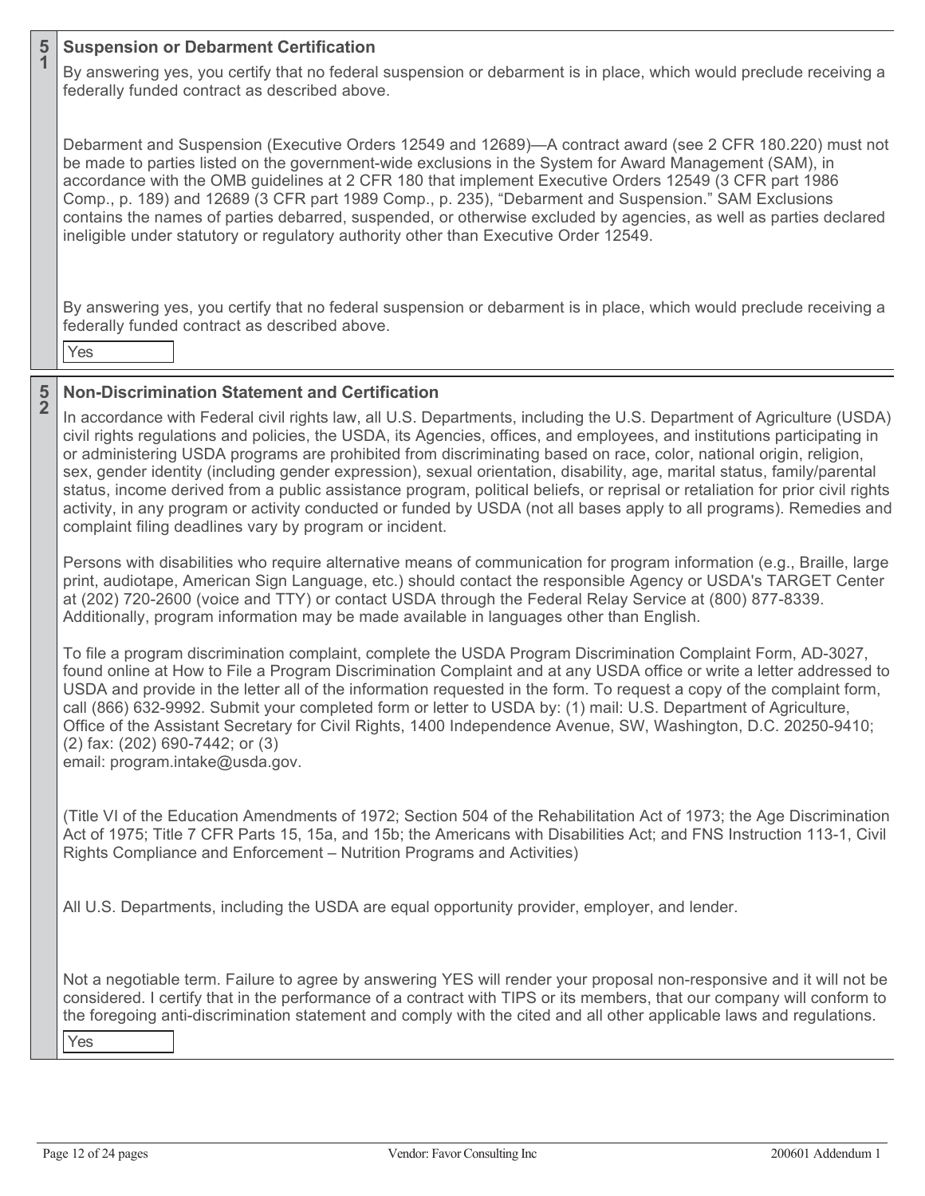## 51 Suspension or Debarment Certification

By answering yes, you certify that no federal suspension or debarment is in place, which would preclude receiving a federally funded contract as described above.

Debarment and Suspension (Executive Orders 12549 and 12689)—A contract award (see 2 CFR 180.220) must not be made to parties listed on the government-wide exclusions in the System for Award Management (SAM), in accordance with the OMB guidelines at 2 CFR 180 that implement Executive Orders 12549 (3 CFR part 1986 Comp., p. 189) and 12689 (3 CFR part 1989 Comp., p. 235), "Debarment and Suspension." SAM Exclusions contains the names of parties debarred, suspended, or otherwise excluded by agencies, as well as parties declared ineligible under statutory or regulatory authority other than Executive Order 12549.

By answering yes, you certify that no federal suspension or debarment is in place, which would preclude receiving a federally funded contract as described above.

Yes

## 52 Non-Discrimination Statement and Certification

In accordance with Federal civil rights law, all U.S. Departments, including the U.S. Department of Agriculture (USDA) civil rights regulations and policies, the USDA, its Agencies, offices, and employees, and institutions participating in or administering USDA programs are prohibited from discriminating based on race, color, national origin, religion, sex, gender identity (including gender expression), sexual orientation, disability, age, marital status, family/parental status, income derived from a public assistance program, political beliefs, or reprisal or retaliation for prior civil rights activity, in any program or activity conducted or funded by USDA (not all bases apply to all programs). Remedies and complaint filing deadlines vary by program or incident.

Persons with disabilities who require alternative means of communication for program information (e.g., Braille, large print, audiotape, American Sign Language, etc.) should contact the responsible Agency or USDA's TARGET Center at (202) 720-2600 (voice and TTY) or contact USDA through the Federal Relay Service at (800) 877-8339. Additionally, program information may be made available in languages other than English.

To file a program discrimination complaint, complete the USDA Program Discrimination Complaint Form, AD-3027, found online at How to File a Program Discrimination Complaint and at any USDA office or write a letter addressed to USDA and provide in the letter all of the information requested in the form. To request a copy of the complaint form, call (866) 632-9992. Submit your completed form or letter to USDA by: (1) mail: U.S. Department of Agriculture, Office of the Assistant Secretary for Civil Rights, 1400 Independence Avenue, SW, Washington, D.C. 20250-9410; (2) fax: (202) 690-7442; or (3)
email: program.intake@usda.gov.

(Title VI of the Education Amendments of 1972; Section 504 of the Rehabilitation Act of 1973; the Age Discrimination Act of 1975; Title 7 CFR Parts 15, 15a, and 15b; the Americans with Disabilities Act; and FNS Instruction 113-1, Civil Rights Compliance and Enforcement – Nutrition Programs and Activities)

All U.S. Departments, including the USDA are equal opportunity provider, employer, and lender.

Not a negotiable term. Failure to agree by answering YES will render your proposal non-responsive and it will not be considered. I certify that in the performance of a contract with TIPS or its members, that our company will conform to the foregoing anti-discrimination statement and comply with the cited and all other applicable laws and regulations.

Yes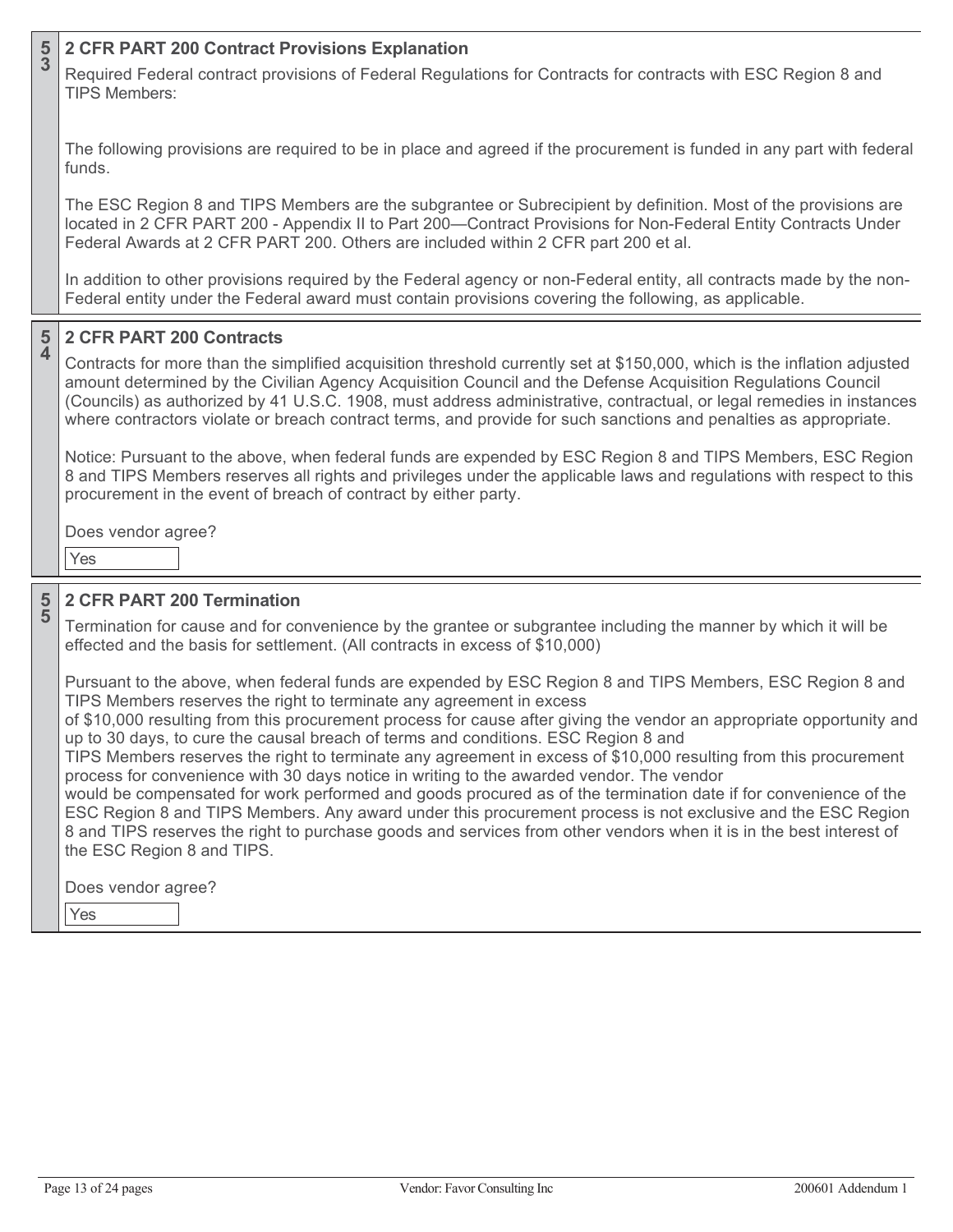**53**

## 2 CFR PART 200 Contract Provisions Explanation

Required Federal contract provisions of Federal Regulations for Contracts for contracts with ESC Region 8 and TIPS Members:

The following provisions are required to be in place and agreed if the procurement is funded in any part with federal funds.

The ESC Region 8 and TIPS Members are the subgrantee or Subrecipient by definition. Most of the provisions are located in 2 CFR PART 200 - Appendix II to Part 200—Contract Provisions for Non-Federal Entity Contracts Under Federal Awards at 2 CFR PART 200. Others are included within 2 CFR part 200 et al.

In addition to other provisions required by the Federal agency or non-Federal entity, all contracts made by the non-Federal entity under the Federal award must contain provisions covering the following, as applicable.

**54**

## 2 CFR PART 200 Contracts

Contracts for more than the simplified acquisition threshold currently set at $150,000, which is the inflation adjusted amount determined by the Civilian Agency Acquisition Council and the Defense Acquisition Regulations Council (Councils) as authorized by 41 U.S.C. 1908, must address administrative, contractual, or legal remedies in instances where contractors violate or breach contract terms, and provide for such sanctions and penalties as appropriate.

Notice: Pursuant to the above, when federal funds are expended by ESC Region 8 and TIPS Members, ESC Region 8 and TIPS Members reserves all rights and privileges under the applicable laws and regulations with respect to this procurement in the event of breach of contract by either party.

Does vendor agree?

Yes

**55**

## 2 CFR PART 200 Termination

Termination for cause and for convenience by the grantee or subgrantee including the manner by which it will be effected and the basis for settlement. (All contracts in excess of $10,000)

Pursuant to the above, when federal funds are expended by ESC Region 8 and TIPS Members, ESC Region 8 and TIPS Members reserves the right to terminate any agreement in excess of $10,000 resulting from this procurement process for cause after giving the vendor an appropriate opportunity and up to 30 days, to cure the causal breach of terms and conditions. ESC Region 8 and TIPS Members reserves the right to terminate any agreement in excess of $10,000 resulting from this procurement process for convenience with 30 days notice in writing to the awarded vendor. The vendor would be compensated for work performed and goods procured as of the termination date if for convenience of the ESC Region 8 and TIPS Members. Any award under this procurement process is not exclusive and the ESC Region 8 and TIPS reserves the right to purchase goods and services from other vendors when it is in the best interest of the ESC Region 8 and TIPS.

Does vendor agree?

Yes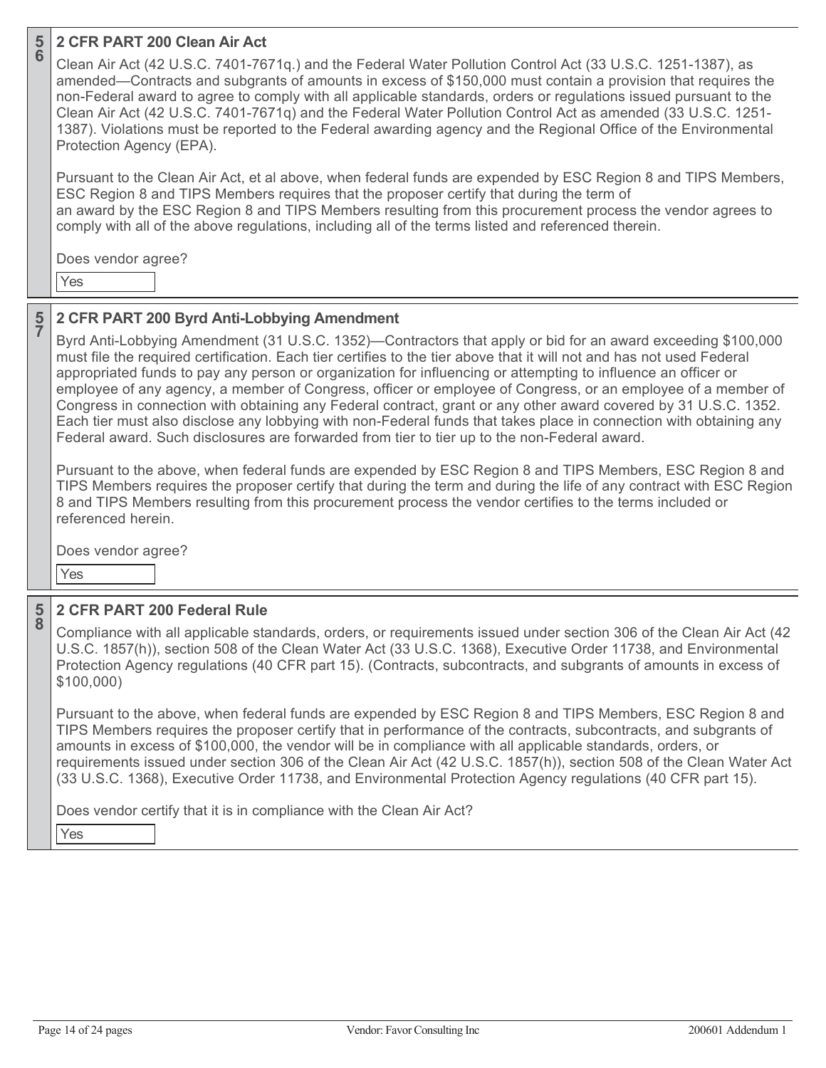## 56 2 CFR PART 200 Clean Air Act

Clean Air Act (42 U.S.C. 7401-7671q.) and the Federal Water Pollution Control Act (33 U.S.C. 1251-1387), as amended—Contracts and subgrants of amounts in excess of $150,000 must contain a provision that requires the non-Federal award to agree to comply with all applicable standards, orders or regulations issued pursuant to the Clean Air Act (42 U.S.C. 7401-7671q) and the Federal Water Pollution Control Act as amended (33 U.S.C. 1251-1387). Violations must be reported to the Federal awarding agency and the Regional Office of the Environmental Protection Agency (EPA).

Pursuant to the Clean Air Act, et al above, when federal funds are expended by ESC Region 8 and TIPS Members, ESC Region 8 and TIPS Members requires that the proposer certify that during the term of an award by the ESC Region 8 and TIPS Members resulting from this procurement process the vendor agrees to comply with all of the above regulations, including all of the terms listed and referenced therein.

Does vendor agree?

Yes

## 57 2 CFR PART 200 Byrd Anti-Lobbying Amendment

Byrd Anti-Lobbying Amendment (31 U.S.C. 1352)—Contractors that apply or bid for an award exceeding $100,000 must file the required certification. Each tier certifies to the tier above that it will not and has not used Federal appropriated funds to pay any person or organization for influencing or attempting to influence an officer or employee of any agency, a member of Congress, officer or employee of Congress, or an employee of a member of Congress in connection with obtaining any Federal contract, grant or any other award covered by 31 U.S.C. 1352. Each tier must also disclose any lobbying with non-Federal funds that takes place in connection with obtaining any Federal award. Such disclosures are forwarded from tier to tier up to the non-Federal award.

Pursuant to the above, when federal funds are expended by ESC Region 8 and TIPS Members, ESC Region 8 and TIPS Members requires the proposer certify that during the term and during the life of any contract with ESC Region 8 and TIPS Members resulting from this procurement process the vendor certifies to the terms included or referenced herein.

Does vendor agree?

Yes

## 58 2 CFR PART 200 Federal Rule

Compliance with all applicable standards, orders, or requirements issued under section 306 of the Clean Air Act (42 U.S.C. 1857(h)), section 508 of the Clean Water Act (33 U.S.C. 1368), Executive Order 11738, and Environmental Protection Agency regulations (40 CFR part 15). (Contracts, subcontracts, and subgrants of amounts in excess of $100,000)

Pursuant to the above, when federal funds are expended by ESC Region 8 and TIPS Members, ESC Region 8 and TIPS Members requires the proposer certify that in performance of the contracts, subcontracts, and subgrants of amounts in excess of $100,000, the vendor will be in compliance with all applicable standards, orders, or requirements issued under section 306 of the Clean Air Act (42 U.S.C. 1857(h)), section 508 of the Clean Water Act (33 U.S.C. 1368), Executive Order 11738, and Environmental Protection Agency regulations (40 CFR part 15).

Does vendor certify that it is in compliance with the Clean Air Act?

Yes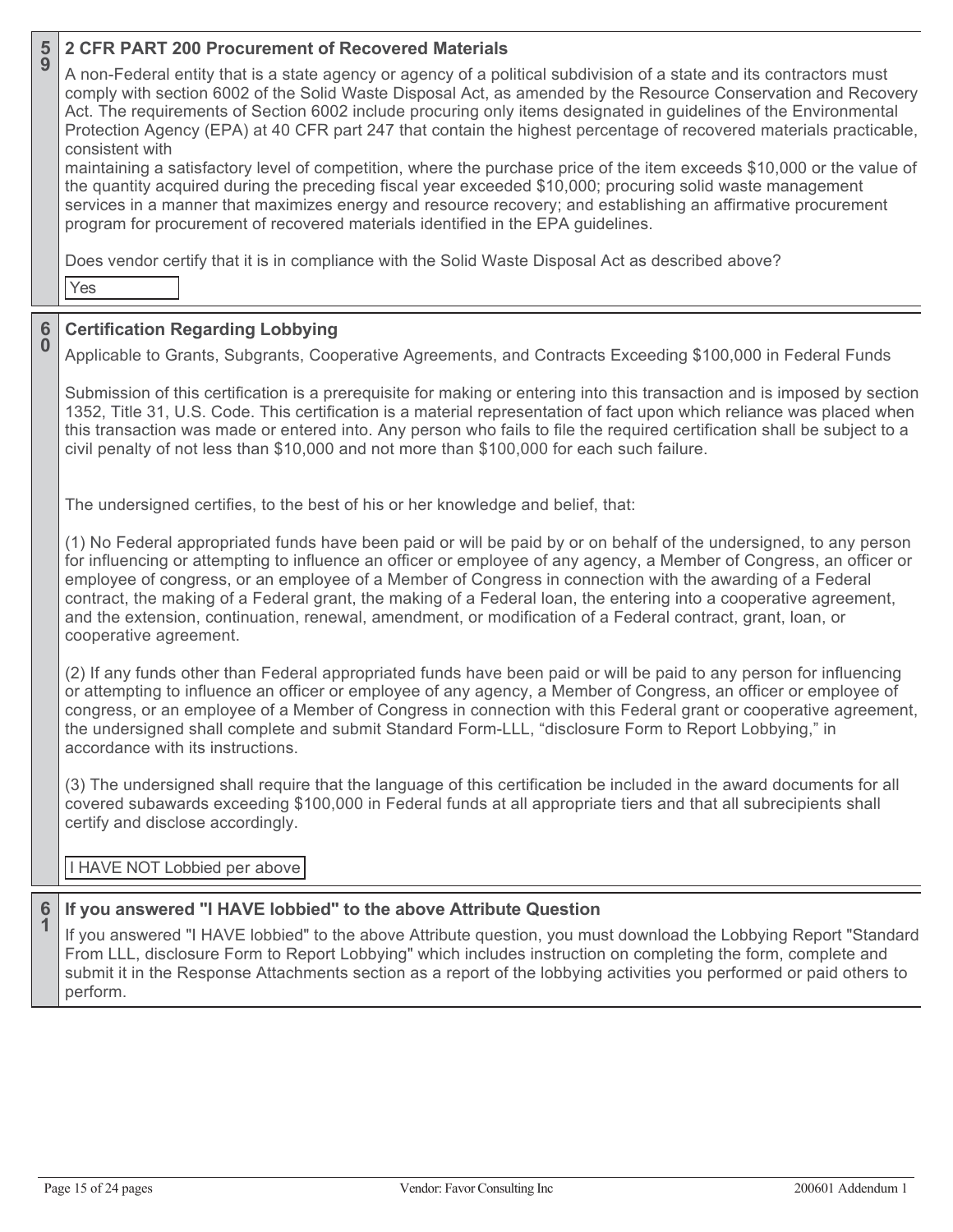## 59 2 CFR PART 200 Procurement of Recovered Materials

A non-Federal entity that is a state agency or agency of a political subdivision of a state and its contractors must comply with section 6002 of the Solid Waste Disposal Act, as amended by the Resource Conservation and Recovery Act. The requirements of Section 6002 include procuring only items designated in guidelines of the Environmental Protection Agency (EPA) at 40 CFR part 247 that contain the highest percentage of recovered materials practicable, consistent with
maintaining a satisfactory level of competition, where the purchase price of the item exceeds $10,000 or the value of the quantity acquired during the preceding fiscal year exceeded $10,000; procuring solid waste management services in a manner that maximizes energy and resource recovery; and establishing an affirmative procurement program for procurement of recovered materials identified in the EPA guidelines.

Does vendor certify that it is in compliance with the Solid Waste Disposal Act as described above?

Yes

## 60 Certification Regarding Lobbying

Applicable to Grants, Subgrants, Cooperative Agreements, and Contracts Exceeding $100,000 in Federal Funds

Submission of this certification is a prerequisite for making or entering into this transaction and is imposed by section 1352, Title 31, U.S. Code. This certification is a material representation of fact upon which reliance was placed when this transaction was made or entered into. Any person who fails to file the required certification shall be subject to a civil penalty of not less than $10,000 and not more than $100,000 for each such failure.

The undersigned certifies, to the best of his or her knowledge and belief, that:

(1) No Federal appropriated funds have been paid or will be paid by or on behalf of the undersigned, to any person for influencing or attempting to influence an officer or employee of any agency, a Member of Congress, an officer or employee of congress, or an employee of a Member of Congress in connection with the awarding of a Federal contract, the making of a Federal grant, the making of a Federal loan, the entering into a cooperative agreement, and the extension, continuation, renewal, amendment, or modification of a Federal contract, grant, loan, or cooperative agreement.

(2) If any funds other than Federal appropriated funds have been paid or will be paid to any person for influencing or attempting to influence an officer or employee of any agency, a Member of Congress, an officer or employee of congress, or an employee of a Member of Congress in connection with this Federal grant or cooperative agreement, the undersigned shall complete and submit Standard Form-LLL, "disclosure Form to Report Lobbying," in accordance with its instructions.

(3) The undersigned shall require that the language of this certification be included in the award documents for all covered subawards exceeding $100,000 in Federal funds at all appropriate tiers and that all subrecipients shall certify and disclose accordingly.

I HAVE NOT Lobbied per above

## 61 If you answered "I HAVE lobbied" to the above Attribute Question

If you answered "I HAVE lobbied" to the above Attribute question, you must download the Lobbying Report "Standard From LLL, disclosure Form to Report Lobbying" which includes instruction on completing the form, complete and submit it in the Response Attachments section as a report of the lobbying activities you performed or paid others to perform.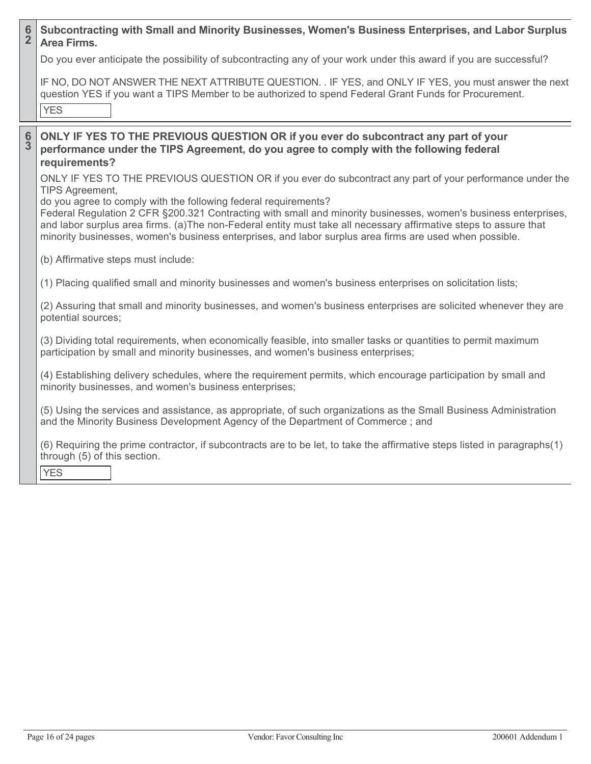**62 Subcontracting with Small and Minority Businesses, Women's Business Enterprises, and Labor Surplus Area Firms.**

Do you ever anticipate the possibility of subcontracting any of your work under this award if you are successful?

IF NO, DO NOT ANSWER THE NEXT ATTRIBUTE QUESTION. . IF YES, and ONLY IF YES, you must answer the next question YES if you want a TIPS Member to be authorized to spend Federal Grant Funds for Procurement.

YES

**63 ONLY IF YES TO THE PREVIOUS QUESTION OR if you ever do subcontract any part of your performance under the TIPS Agreement, do you agree to comply with the following federal requirements?**

ONLY IF YES TO THE PREVIOUS QUESTION OR if you ever do subcontract any part of your performance under the TIPS Agreement,
do you agree to comply with the following federal requirements?
Federal Regulation 2 CFR §200.321 Contracting with small and minority businesses, women's business enterprises, and labor surplus area firms. (a)The non-Federal entity must take all necessary affirmative steps to assure that minority businesses, women's business enterprises, and labor surplus area firms are used when possible.

(b) Affirmative steps must include:

(1) Placing qualified small and minority businesses and women's business enterprises on solicitation lists;

(2) Assuring that small and minority businesses, and women's business enterprises are solicited whenever they are potential sources;

(3) Dividing total requirements, when economically feasible, into smaller tasks or quantities to permit maximum participation by small and minority businesses, and women's business enterprises;

(4) Establishing delivery schedules, where the requirement permits, which encourage participation by small and minority businesses, and women's business enterprises;

(5) Using the services and assistance, as appropriate, of such organizations as the Small Business Administration and the Minority Business Development Agency of the Department of Commerce ; and

(6) Requiring the prime contractor, if subcontracts are to be let, to take the affirmative steps listed in paragraphs(1) through (5) of this section.

YES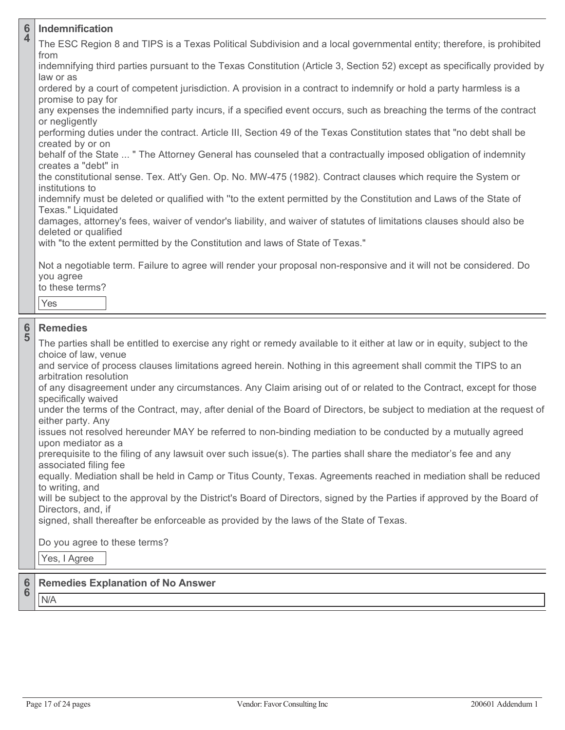## 64 Indemnification

The ESC Region 8 and TIPS is a Texas Political Subdivision and a local governmental entity; therefore, is prohibited from indemnifying third parties pursuant to the Texas Constitution (Article 3, Section 52) except as specifically provided by law or as ordered by a court of competent jurisdiction. A provision in a contract to indemnify or hold a party harmless is a promise to pay for any expenses the indemnified party incurs, if a specified event occurs, such as breaching the terms of the contract or negligently performing duties under the contract. Article III, Section 49 of the Texas Constitution states that "no debt shall be created by or on behalf of the State ... " The Attorney General has counseled that a contractually imposed obligation of indemnity creates a "debt" in the constitutional sense. Tex. Att'y Gen. Op. No. MW-475 (1982). Contract clauses which require the System or institutions to indemnify must be deleted or qualified with ''to the extent permitted by the Constitution and Laws of the State of Texas." Liquidated damages, attorney's fees, waiver of vendor's liability, and waiver of statutes of limitations clauses should also be deleted or qualified with "to the extent permitted by the Constitution and laws of State of Texas."

Not a negotiable term. Failure to agree will render your proposal non-responsive and it will not be considered. Do you agree to these terms?

Yes

## 65 Remedies

The parties shall be entitled to exercise any right or remedy available to it either at law or in equity, subject to the choice of law, venue and service of process clauses limitations agreed herein. Nothing in this agreement shall commit the TIPS to an arbitration resolution of any disagreement under any circumstances. Any Claim arising out of or related to the Contract, except for those specifically waived under the terms of the Contract, may, after denial of the Board of Directors, be subject to mediation at the request of either party. Any issues not resolved hereunder MAY be referred to non-binding mediation to be conducted by a mutually agreed upon mediator as a prerequisite to the filing of any lawsuit over such issue(s). The parties shall share the mediator's fee and any associated filing fee equally. Mediation shall be held in Camp or Titus County, Texas. Agreements reached in mediation shall be reduced to writing, and will be subject to the approval by the District's Board of Directors, signed by the Parties if approved by the Board of Directors, and, if signed, shall thereafter be enforceable as provided by the laws of the State of Texas.

Do you agree to these terms?

Yes, I Agree

## 66 Remedies Explanation of No Answer

N/A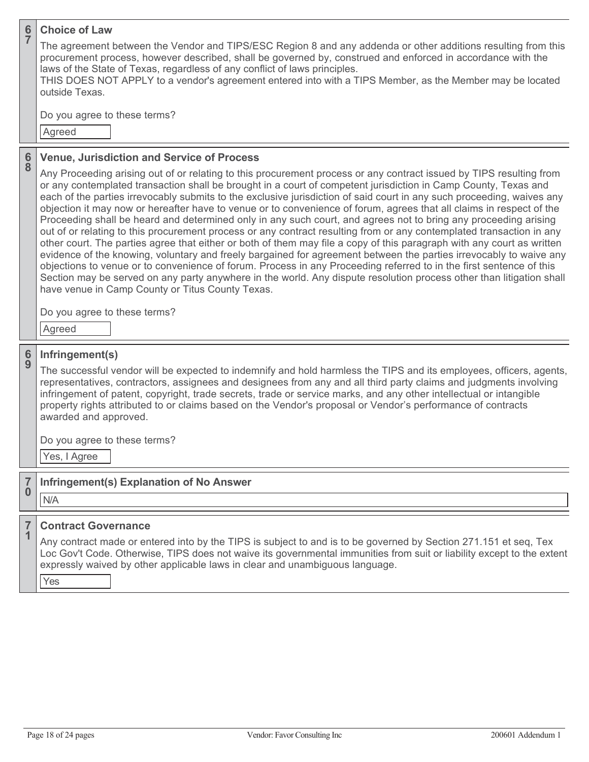## 67 Choice of Law

The agreement between the Vendor and TIPS/ESC Region 8 and any addenda or other additions resulting from this procurement process, however described, shall be governed by, construed and enforced in accordance with the laws of the State of Texas, regardless of any conflict of laws principles.
THIS DOES NOT APPLY to a vendor's agreement entered into with a TIPS Member, as the Member may be located outside Texas.

Do you agree to these terms?

Agreed

## 68 Venue, Jurisdiction and Service of Process

Any Proceeding arising out of or relating to this procurement process or any contract issued by TIPS resulting from or any contemplated transaction shall be brought in a court of competent jurisdiction in Camp County, Texas and each of the parties irrevocably submits to the exclusive jurisdiction of said court in any such proceeding, waives any objection it may now or hereafter have to venue or to convenience of forum, agrees that all claims in respect of the Proceeding shall be heard and determined only in any such court, and agrees not to bring any proceeding arising out of or relating to this procurement process or any contract resulting from or any contemplated transaction in any other court. The parties agree that either or both of them may file a copy of this paragraph with any court as written evidence of the knowing, voluntary and freely bargained for agreement between the parties irrevocably to waive any objections to venue or to convenience of forum. Process in any Proceeding referred to in the first sentence of this Section may be served on any party anywhere in the world. Any dispute resolution process other than litigation shall have venue in Camp County or Titus County Texas.

Do you agree to these terms?

Agreed

## 69 Infringement(s)

The successful vendor will be expected to indemnify and hold harmless the TIPS and its employees, officers, agents, representatives, contractors, assignees and designees from any and all third party claims and judgments involving infringement of patent, copyright, trade secrets, trade or service marks, and any other intellectual or intangible property rights attributed to or claims based on the Vendor's proposal or Vendor's performance of contracts awarded and approved.

Do you agree to these terms?

Yes, I Agree

## 70 Infringement(s) Explanation of No Answer

N/A

## 71 Contract Governance

Any contract made or entered into by the TIPS is subject to and is to be governed by Section 271.151 et seq, Tex Loc Gov't Code. Otherwise, TIPS does not waive its governmental immunities from suit or liability except to the extent expressly waived by other applicable laws in clear and unambiguous language.

Yes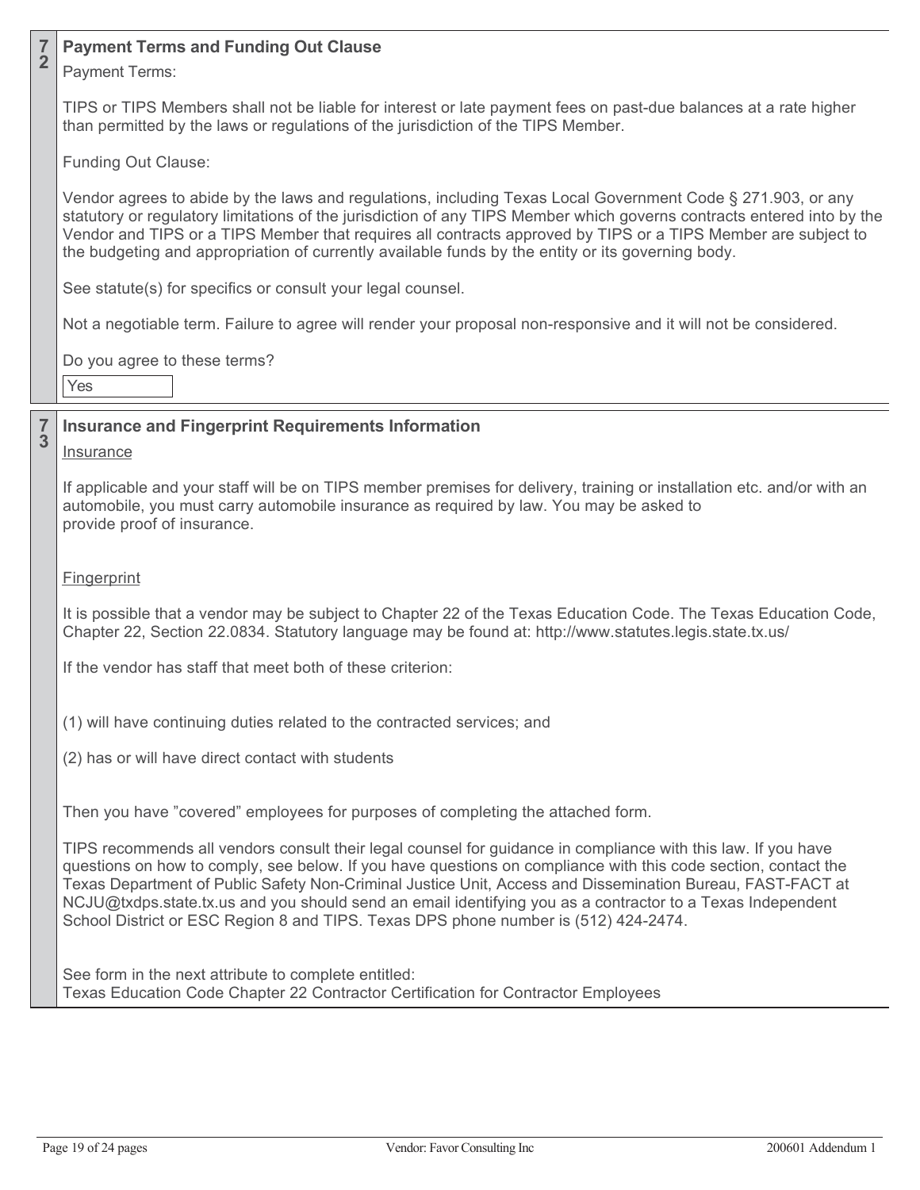**72**

### Payment Terms and Funding Out Clause

Payment Terms:

TIPS or TIPS Members shall not be liable for interest or late payment fees on past-due balances at a rate higher than permitted by the laws or regulations of the jurisdiction of the TIPS Member.

Funding Out Clause:

Vendor agrees to abide by the laws and regulations, including Texas Local Government Code § 271.903, or any statutory or regulatory limitations of the jurisdiction of any TIPS Member which governs contracts entered into by the Vendor and TIPS or a TIPS Member that requires all contracts approved by TIPS or a TIPS Member are subject to the budgeting and appropriation of currently available funds by the entity or its governing body.

See statute(s) for specifics or consult your legal counsel.

Not a negotiable term. Failure to agree will render your proposal non-responsive and it will not be considered.

Do you agree to these terms?

Yes

**73**

### Insurance and Fingerprint Requirements Information

Insurance

If applicable and your staff will be on TIPS member premises for delivery, training or installation etc. and/or with an automobile, you must carry automobile insurance as required by law. You may be asked to provide proof of insurance.

Fingerprint

It is possible that a vendor may be subject to Chapter 22 of the Texas Education Code. The Texas Education Code, Chapter 22, Section 22.0834. Statutory language may be found at: http://www.statutes.legis.state.tx.us/

If the vendor has staff that meet both of these criterion:

(1) will have continuing duties related to the contracted services; and

(2) has or will have direct contact with students

Then you have "covered" employees for purposes of completing the attached form.

TIPS recommends all vendors consult their legal counsel for guidance in compliance with this law. If you have questions on how to comply, see below. If you have questions on compliance with this code section, contact the Texas Department of Public Safety Non-Criminal Justice Unit, Access and Dissemination Bureau, FAST-FACT at NCJU@txdps.state.tx.us and you should send an email identifying you as a contractor to a Texas Independent School District or ESC Region 8 and TIPS. Texas DPS phone number is (512) 424-2474.

See form in the next attribute to complete entitled:
Texas Education Code Chapter 22 Contractor Certification for Contractor Employees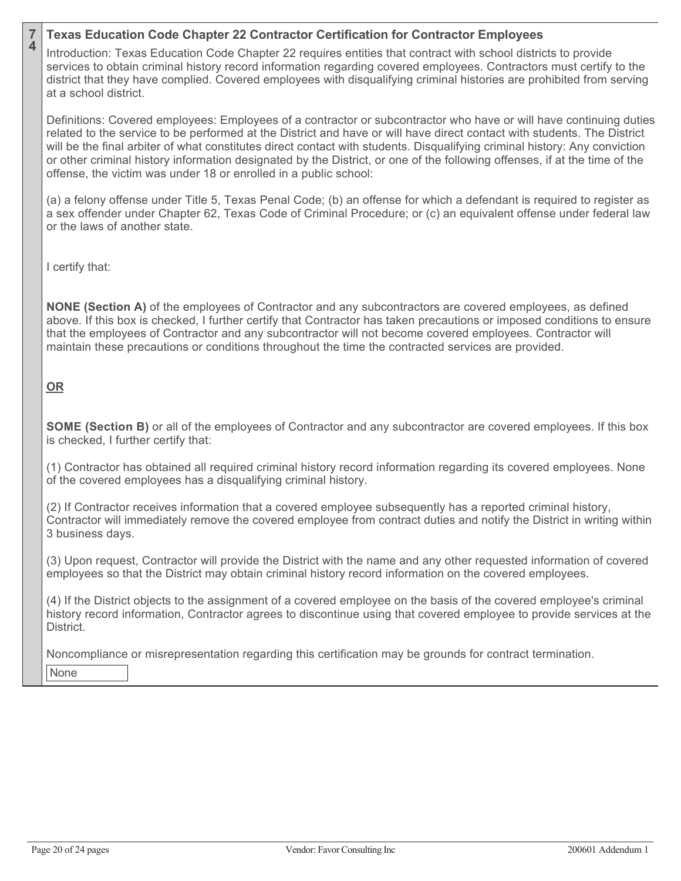**74**

## Texas Education Code Chapter 22 Contractor Certification for Contractor Employees

Introduction: Texas Education Code Chapter 22 requires entities that contract with school districts to provide services to obtain criminal history record information regarding covered employees. Contractors must certify to the district that they have complied. Covered employees with disqualifying criminal histories are prohibited from serving at a school district.

Definitions: Covered employees: Employees of a contractor or subcontractor who have or will have continuing duties related to the service to be performed at the District and have or will have direct contact with students. The District will be the final arbiter of what constitutes direct contact with students. Disqualifying criminal history: Any conviction or other criminal history information designated by the District, or one of the following offenses, if at the time of the offense, the victim was under 18 or enrolled in a public school:

(a) a felony offense under Title 5, Texas Penal Code; (b) an offense for which a defendant is required to register as a sex offender under Chapter 62, Texas Code of Criminal Procedure; or (c) an equivalent offense under federal law or the laws of another state.

I certify that:

**NONE (Section A)** of the employees of Contractor and any subcontractors are covered employees, as defined above. If this box is checked, I further certify that Contractor has taken precautions or imposed conditions to ensure that the employees of Contractor and any subcontractor will not become covered employees. Contractor will maintain these precautions or conditions throughout the time the contracted services are provided.

**OR**

**SOME (Section B)** or all of the employees of Contractor and any subcontractor are covered employees. If this box is checked, I further certify that:

(1) Contractor has obtained all required criminal history record information regarding its covered employees. None of the covered employees has a disqualifying criminal history.

(2) If Contractor receives information that a covered employee subsequently has a reported criminal history, Contractor will immediately remove the covered employee from contract duties and notify the District in writing within 3 business days.

(3) Upon request, Contractor will provide the District with the name and any other requested information of covered employees so that the District may obtain criminal history record information on the covered employees.

(4) If the District objects to the assignment of a covered employee on the basis of the covered employee's criminal history record information, Contractor agrees to discontinue using that covered employee to provide services at the District.

Noncompliance or misrepresentation regarding this certification may be grounds for contract termination.

None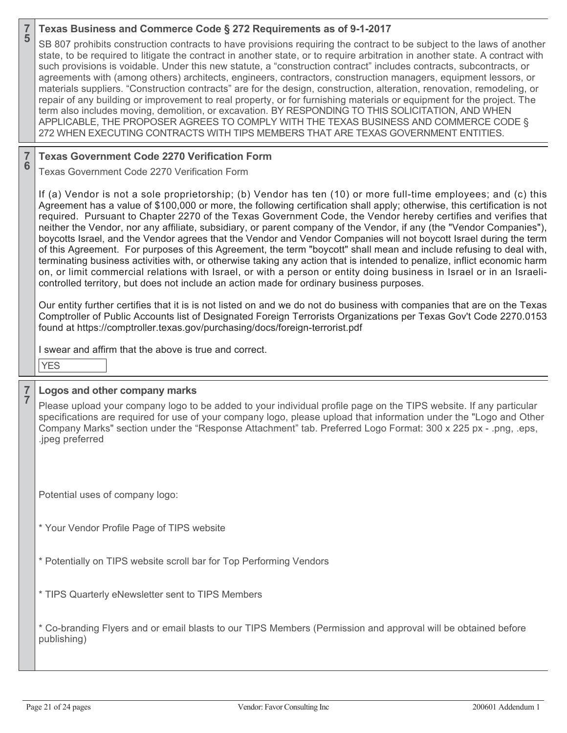**75**

## Texas Business and Commerce Code § 272 Requirements as of 9-1-2017

SB 807 prohibits construction contracts to have provisions requiring the contract to be subject to the laws of another state, to be required to litigate the contract in another state, or to require arbitration in another state. A contract with such provisions is voidable. Under this new statute, a "construction contract" includes contracts, subcontracts, or agreements with (among others) architects, engineers, contractors, construction managers, equipment lessors, or materials suppliers. "Construction contracts" are for the design, construction, alteration, renovation, remodeling, or repair of any building or improvement to real property, or for furnishing materials or equipment for the project. The term also includes moving, demolition, or excavation. BY RESPONDING TO THIS SOLICITATION, AND WHEN APPLICABLE, THE PROPOSER AGREES TO COMPLY WITH THE TEXAS BUSINESS AND COMMERCE CODE § 272 WHEN EXECUTING CONTRACTS WITH TIPS MEMBERS THAT ARE TEXAS GOVERNMENT ENTITIES.

**76**

## Texas Government Code 2270 Verification Form

Texas Government Code 2270 Verification Form

If (a) Vendor is not a sole proprietorship; (b) Vendor has ten (10) or more full-time employees; and (c) this Agreement has a value of $100,000 or more, the following certification shall apply; otherwise, this certification is not required. Pursuant to Chapter 2270 of the Texas Government Code, the Vendor hereby certifies and verifies that neither the Vendor, nor any affiliate, subsidiary, or parent company of the Vendor, if any (the "Vendor Companies"), boycotts Israel, and the Vendor agrees that the Vendor and Vendor Companies will not boycott Israel during the term of this Agreement. For purposes of this Agreement, the term "boycott" shall mean and include refusing to deal with, terminating business activities with, or otherwise taking any action that is intended to penalize, inflict economic harm on, or limit commercial relations with Israel, or with a person or entity doing business in Israel or in an Israeli-controlled territory, but does not include an action made for ordinary business purposes.

Our entity further certifies that it is is not listed on and we do not do business with companies that are on the Texas Comptroller of Public Accounts list of Designated Foreign Terrorists Organizations per Texas Gov't Code 2270.0153 found at https://comptroller.texas.gov/purchasing/docs/foreign-terrorist.pdf

I swear and affirm that the above is true and correct.

YES

**77**

## Logos and other company marks

Please upload your company logo to be added to your individual profile page on the TIPS website. If any particular specifications are required for use of your company logo, please upload that information under the "Logo and Other Company Marks" section under the "Response Attachment" tab. Preferred Logo Format: 300 x 225 px - .png, .eps, .jpeg preferred

Potential uses of company logo:

* Your Vendor Profile Page of TIPS website

* Potentially on TIPS website scroll bar for Top Performing Vendors

* TIPS Quarterly eNewsletter sent to TIPS Members

* Co-branding Flyers and or email blasts to our TIPS Members (Permission and approval will be obtained before publishing)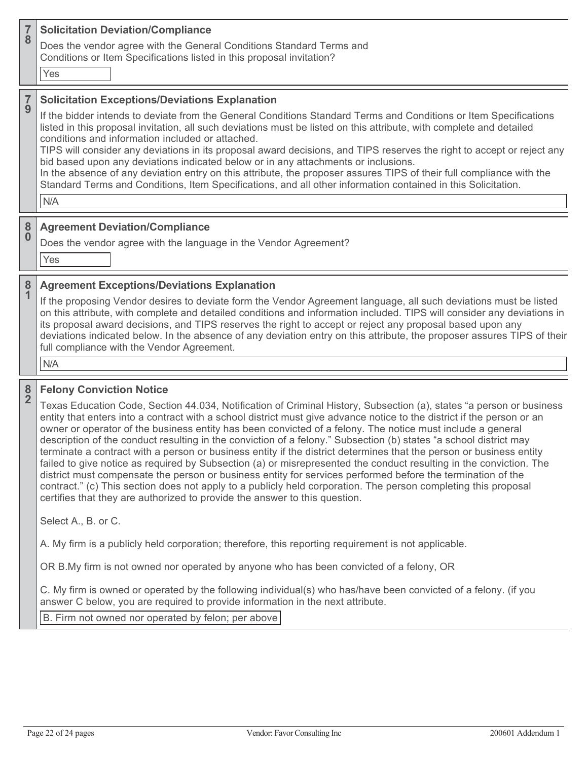## 78 Solicitation Deviation/Compliance

Does the vendor agree with the General Conditions Standard Terms and Conditions or Item Specifications listed in this proposal invitation?

Yes

## 79 Solicitation Exceptions/Deviations Explanation

If the bidder intends to deviate from the General Conditions Standard Terms and Conditions or Item Specifications listed in this proposal invitation, all such deviations must be listed on this attribute, with complete and detailed conditions and information included or attached.

TIPS will consider any deviations in its proposal award decisions, and TIPS reserves the right to accept or reject any bid based upon any deviations indicated below or in any attachments or inclusions.

In the absence of any deviation entry on this attribute, the proposer assures TIPS of their full compliance with the Standard Terms and Conditions, Item Specifications, and all other information contained in this Solicitation.

N/A

## 80 Agreement Deviation/Compliance

Does the vendor agree with the language in the Vendor Agreement?

Yes

## 81 Agreement Exceptions/Deviations Explanation

If the proposing Vendor desires to deviate form the Vendor Agreement language, all such deviations must be listed on this attribute, with complete and detailed conditions and information included. TIPS will consider any deviations in its proposal award decisions, and TIPS reserves the right to accept or reject any proposal based upon any deviations indicated below. In the absence of any deviation entry on this attribute, the proposer assures TIPS of their full compliance with the Vendor Agreement.

N/A

## 82 Felony Conviction Notice

Texas Education Code, Section 44.034, Notification of Criminal History, Subsection (a), states "a person or business entity that enters into a contract with a school district must give advance notice to the district if the person or an owner or operator of the business entity has been convicted of a felony. The notice must include a general description of the conduct resulting in the conviction of a felony." Subsection (b) states "a school district may terminate a contract with a person or business entity if the district determines that the person or business entity failed to give notice as required by Subsection (a) or misrepresented the conduct resulting in the conviction. The district must compensate the person or business entity for services performed before the termination of the contract." (c) This section does not apply to a publicly held corporation. The person completing this proposal certifies that they are authorized to provide the answer to this question.

Select A., B. or C.

A. My firm is a publicly held corporation; therefore, this reporting requirement is not applicable.

OR B.My firm is not owned nor operated by anyone who has been convicted of a felony, OR

C. My firm is owned or operated by the following individual(s) who has/have been convicted of a felony. (if you answer C below, you are required to provide information in the next attribute.

B. Firm not owned nor operated by felon; per above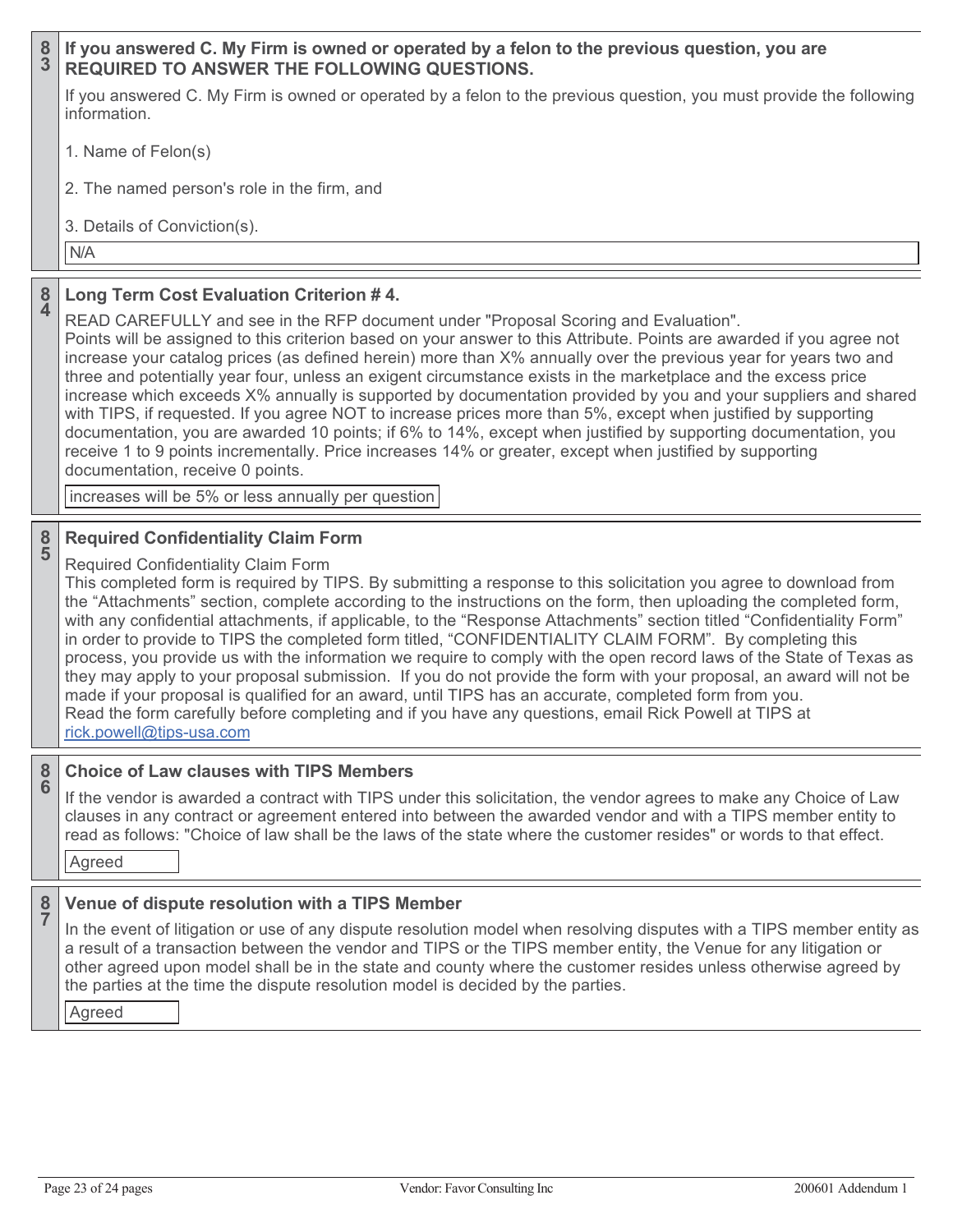**83** **If you answered C. My Firm is owned or operated by a felon to the previous question, you are REQUIRED TO ANSWER THE FOLLOWING QUESTIONS.**

If you answered C. My Firm is owned or operated by a felon to the previous question, you must provide the following information.

1. Name of Felon(s)

2. The named person's role in the firm, and

3. Details of Conviction(s).

N/A

**84** **Long Term Cost Evaluation Criterion # 4.**

READ CAREFULLY and see in the RFP document under "Proposal Scoring and Evaluation".
Points will be assigned to this criterion based on your answer to this Attribute. Points are awarded if you agree not increase your catalog prices (as defined herein) more than X% annually over the previous year for years two and three and potentially year four, unless an exigent circumstance exists in the marketplace and the excess price increase which exceeds X% annually is supported by documentation provided by you and your suppliers and shared with TIPS, if requested. If you agree NOT to increase prices more than 5%, except when justified by supporting documentation, you are awarded 10 points; if 6% to 14%, except when justified by supporting documentation, you receive 1 to 9 points incrementally. Price increases 14% or greater, except when justified by supporting documentation, receive 0 points.

increases will be 5% or less annually per question

**85** **Required Confidentiality Claim Form**

Required Confidentiality Claim Form
This completed form is required by TIPS. By submitting a response to this solicitation you agree to download from the "Attachments" section, complete according to the instructions on the form, then uploading the completed form, with any confidential attachments, if applicable, to the "Response Attachments" section titled "Confidentiality Form" in order to provide to TIPS the completed form titled, "CONFIDENTIALITY CLAIM FORM". By completing this process, you provide us with the information we require to comply with the open record laws of the State of Texas as they may apply to your proposal submission. If you do not provide the form with your proposal, an award will not be made if your proposal is qualified for an award, until TIPS has an accurate, completed form from you.
Read the form carefully before completing and if you have any questions, email Rick Powell at TIPS at rick.powell@tips-usa.com

**86** **Choice of Law clauses with TIPS Members**

If the vendor is awarded a contract with TIPS under this solicitation, the vendor agrees to make any Choice of Law clauses in any contract or agreement entered into between the awarded vendor and with a TIPS member entity to read as follows: "Choice of law shall be the laws of the state where the customer resides" or words to that effect.

Agreed

**87** **Venue of dispute resolution with a TIPS Member**

In the event of litigation or use of any dispute resolution model when resolving disputes with a TIPS member entity as a result of a transaction between the vendor and TIPS or the TIPS member entity, the Venue for any litigation or other agreed upon model shall be in the state and county where the customer resides unless otherwise agreed by the parties at the time the dispute resolution model is decided by the parties.

Agreed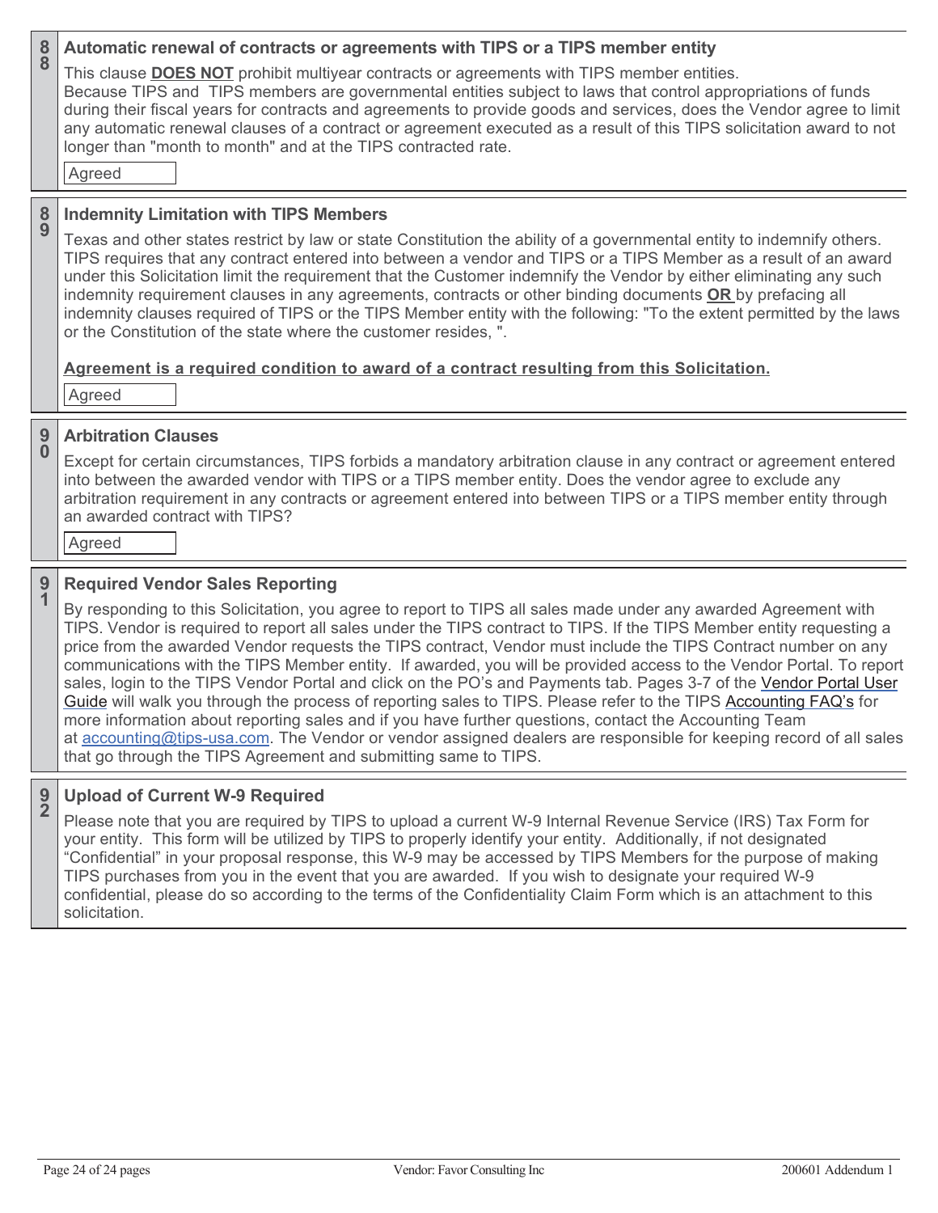## 88 Automatic renewal of contracts or agreements with TIPS or a TIPS member entity

This clause **DOES NOT** prohibit multiyear contracts or agreements with TIPS member entities.
Because TIPS and TIPS members are governmental entities subject to laws that control appropriations of funds during their fiscal years for contracts and agreements to provide goods and services, does the Vendor agree to limit any automatic renewal clauses of a contract or agreement executed as a result of this TIPS solicitation award to not longer than "month to month" and at the TIPS contracted rate.

Agreed

## 89 Indemnity Limitation with TIPS Members

Texas and other states restrict by law or state Constitution the ability of a governmental entity to indemnify others. TIPS requires that any contract entered into between a vendor and TIPS or a TIPS Member as a result of an award under this Solicitation limit the requirement that the Customer indemnify the Vendor by either eliminating any such indemnity requirement clauses in any agreements, contracts or other binding documents **OR** by prefacing all indemnity clauses required of TIPS or the TIPS Member entity with the following: "To the extent permitted by the laws or the Constitution of the state where the customer resides, ".

**Agreement is a required condition to award of a contract resulting from this Solicitation.**

Agreed

## 90 Arbitration Clauses

Except for certain circumstances, TIPS forbids a mandatory arbitration clause in any contract or agreement entered into between the awarded vendor with TIPS or a TIPS member entity. Does the vendor agree to exclude any arbitration requirement in any contracts or agreement entered into between TIPS or a TIPS member entity through an awarded contract with TIPS?

Agreed

## 91 Required Vendor Sales Reporting

By responding to this Solicitation, you agree to report to TIPS all sales made under any awarded Agreement with TIPS. Vendor is required to report all sales under the TIPS contract to TIPS. If the TIPS Member entity requesting a price from the awarded Vendor requests the TIPS contract, Vendor must include the TIPS Contract number on any communications with the TIPS Member entity. If awarded, you will be provided access to the Vendor Portal. To report sales, login to the TIPS Vendor Portal and click on the PO's and Payments tab. Pages 3-7 of the Vendor Portal User Guide will walk you through the process of reporting sales to TIPS. Please refer to the TIPS Accounting FAQ's for more information about reporting sales and if you have further questions, contact the Accounting Team at accounting@tips-usa.com. The Vendor or vendor assigned dealers are responsible for keeping record of all sales that go through the TIPS Agreement and submitting same to TIPS.

## 92 Upload of Current W-9 Required

Please note that you are required by TIPS to upload a current W-9 Internal Revenue Service (IRS) Tax Form for your entity. This form will be utilized by TIPS to properly identify your entity. Additionally, if not designated "Confidential" in your proposal response, this W-9 may be accessed by TIPS Members for the purpose of making TIPS purchases from you in the event that you are awarded. If you wish to designate your required W-9 confidential, please do so according to the terms of the Confidentiality Claim Form which is an attachment to this solicitation.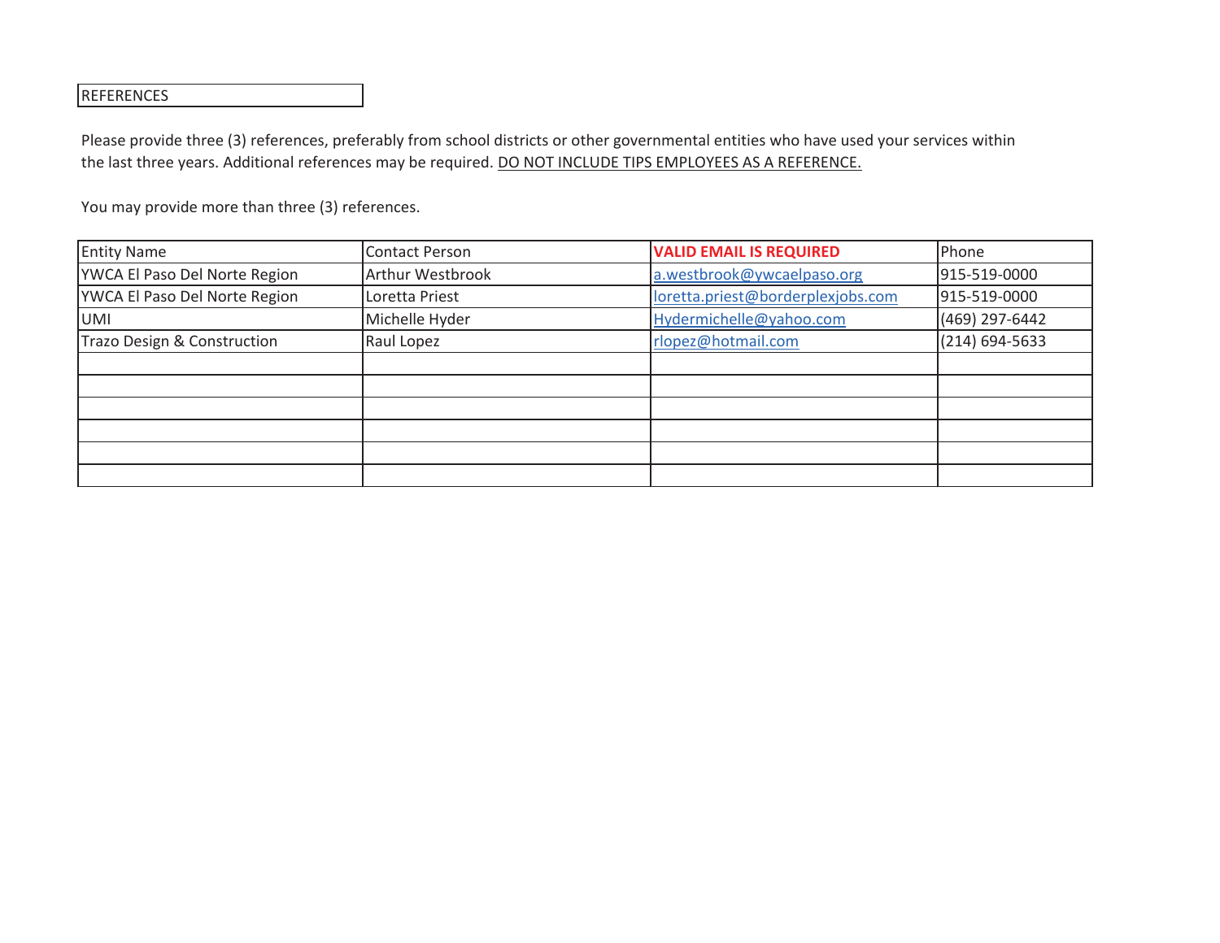## REFERENCES

Please provide three (3) references, preferably from school districts or other governmental entities who have used your services within the last three years. Additional references may be required. <u>DO NOT INCLUDE TIPS EMPLOYEES AS A REFERENCE.</u>

You may provide more than three (3) references.

| Entity Name | Contact Person | **VALID EMAIL IS REQUIRED** | Phone |
|---|---|---|---|
| YWCA El Paso Del Norte Region | Arthur Westbrook | a.westbrook@ywcaelpaso.org | 915-519-0000 |
| YWCA El Paso Del Norte Region | Loretta Priest | loretta.priest@borderplexjobs.com | 915-519-0000 |
| UMI | Michelle Hyder | Hydermichelle@yahoo.com | (469) 297-6442 |
| Trazo Design & Construction | Raul Lopez | rlopez@hotmail.com | (214) 694-5633 |
| | | | |
| | | | |
| | | | |
| | | | |
| | | | |
| | | | |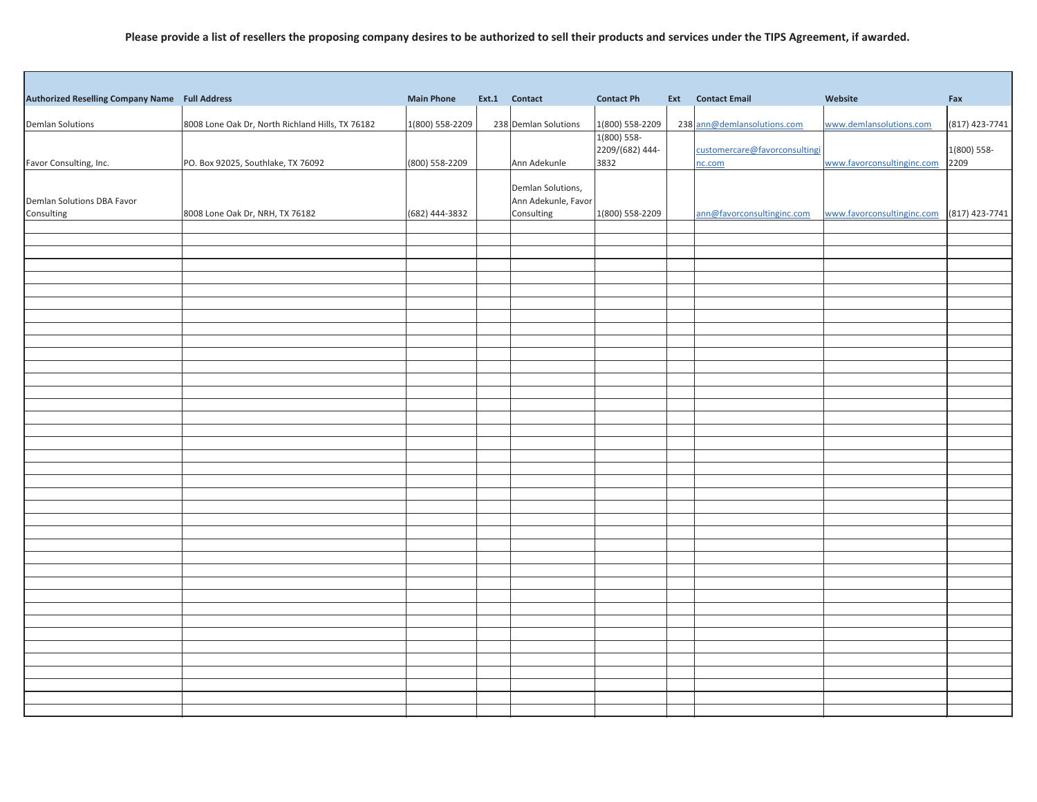**Please provide a list of resellers the proposing company desires to be authorized to sell their products and services under the TIPS Agreement, if awarded.**

| Authorized Reselling Company Name | Full Address | Main Phone | Ext.1 | Contact | Contact Ph | Ext | Contact Email | Website | Fax |
|---|---|---|---|---|---|---|---|---|---|
| Demlan Solutions | 8008 Lone Oak Dr, North Richland Hills, TX 76182 | 1(800) 558-2209 | 238 | Demlan Solutions | 1(800) 558-2209 | 238 | ann@demlansolutions.com | www.demlansolutions.com | (817) 423-7741 |
| Favor Consulting, Inc. | PO. Box 92025, Southlake, TX 76092 | (800) 558-2209 | | Ann Adekunle | 1(800) 558-2209/(682) 444-3832 | | customercare@favorconsultinginc.com | www.favorconsultinginc.com | 1(800) 558-2209 |
| Demlan Solutions DBA Favor Consulting | 8008 Lone Oak Dr, NRH, TX 76182 | (682) 444-3832 | | Demlan Solutions, Ann Adekunle, Favor Consulting | 1(800) 558-2209 | | ann@favorconsultinginc.com | www.favorconsultinginc.com | (817) 423-7741 |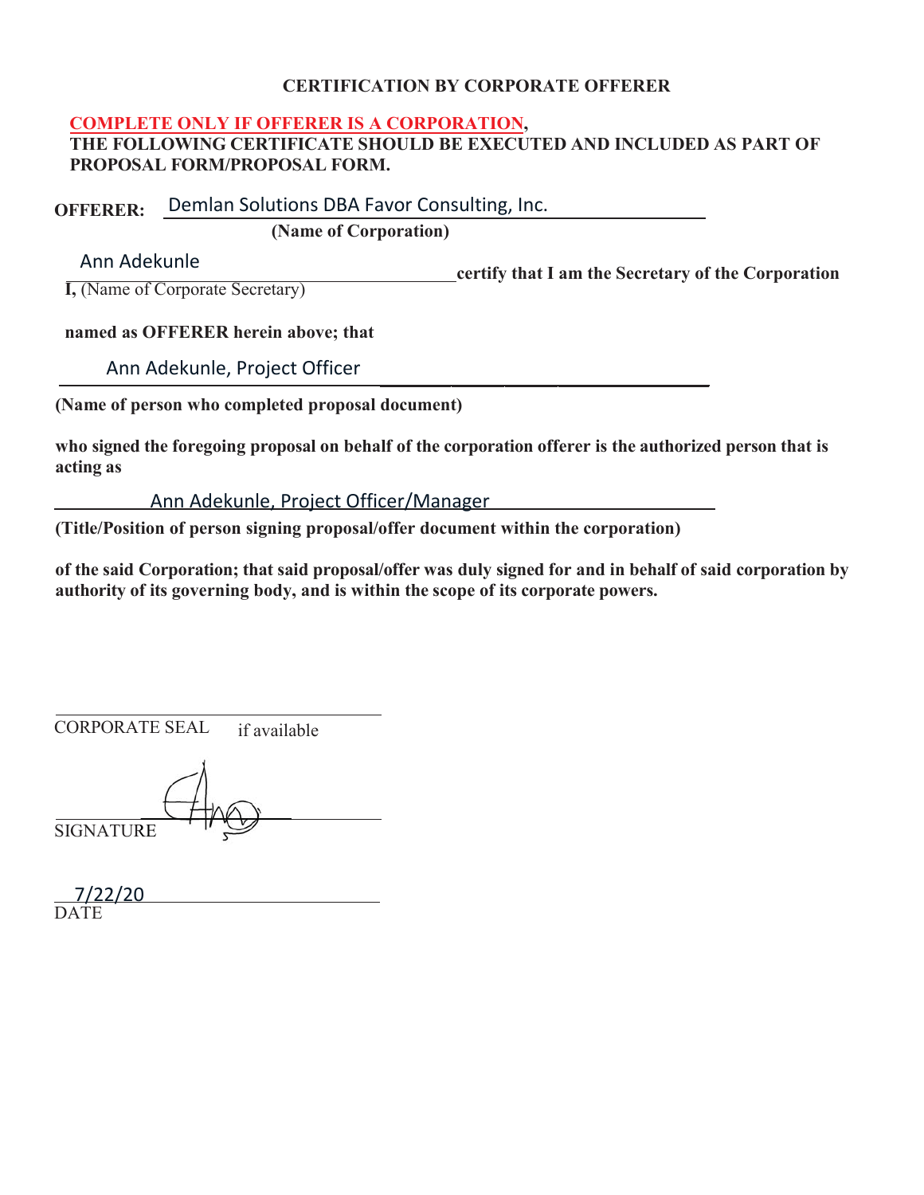## CERTIFICATION BY CORPORATE OFFERER

**COMPLETE ONLY IF OFFERER IS A CORPORATION,**
**THE FOLLOWING CERTIFICATE SHOULD BE EXECUTED AND INCLUDED AS PART OF PROPOSAL FORM/PROPOSAL FORM.**

**OFFERER:** Demlan Solutions DBA Favor Consulting, Inc.
**(Name of Corporation)**

**I,** Ann Adekunle **certify that I am the Secretary of the Corporation**
(Name of Corporate Secretary)

**named as OFFERER herein above; that**

Ann Adekunle, Project Officer
**(Name of person who completed proposal document)**

**who signed the foregoing proposal on behalf of the corporation offerer is the authorized person that is acting as**

Ann Adekunle, Project Officer/Manager
**(Title/Position of person signing proposal/offer document within the corporation)**

**of the said Corporation; that said proposal/offer was duly signed for and in behalf of said corporation by authority of its governing body, and is within the scope of its corporate powers.**

______________________________
CORPORATE SEAL if available

______________________________
SIGNATURE

7/22/20
DATE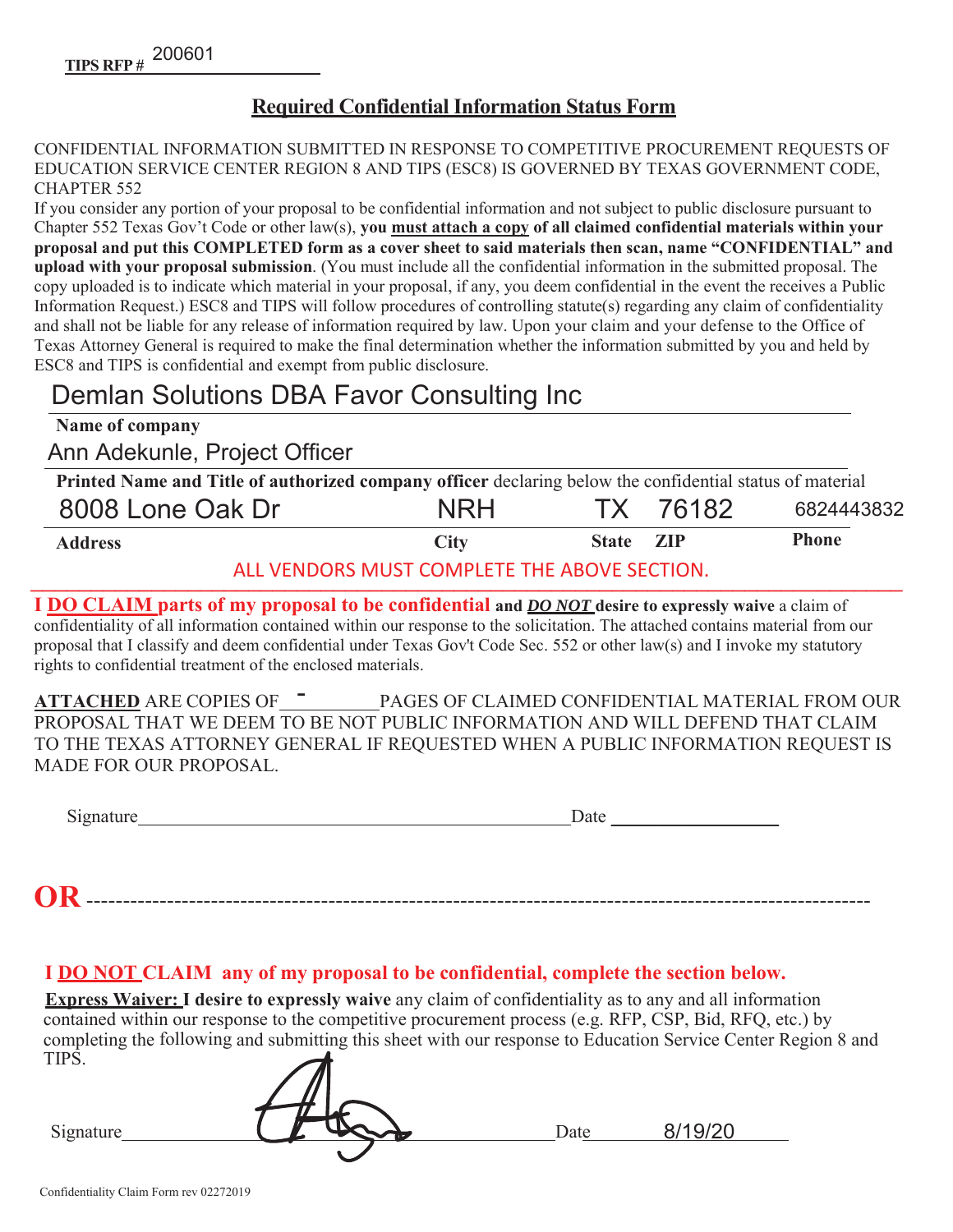**TIPS RFP #** 200601

## Required Confidential Information Status Form

CONFIDENTIAL INFORMATION SUBMITTED IN RESPONSE TO COMPETITIVE PROCUREMENT REQUESTS OF EDUCATION SERVICE CENTER REGION 8 AND TIPS (ESC8) IS GOVERNED BY TEXAS GOVERNMENT CODE, CHAPTER 552

If you consider any portion of your proposal to be confidential information and not subject to public disclosure pursuant to Chapter 552 Texas Gov't Code or other law(s), **you must attach a copy of all claimed confidential materials within your proposal and put this COMPLETED form as a cover sheet to said materials then scan, name "CONFIDENTIAL" and upload with your proposal submission**. (You must include all the confidential information in the submitted proposal. The copy uploaded is to indicate which material in your proposal, if any, you deem confidential in the event the receives a Public Information Request.) ESC8 and TIPS will follow procedures of controlling statute(s) regarding any claim of confidentiality and shall not be liable for any release of information required by law. Upon your claim and your defense to the Office of Texas Attorney General is required to make the final determination whether the information submitted by you and held by ESC8 and TIPS is confidential and exempt from public disclosure.

Demlan Solutions DBA Favor Consulting Inc

**Name of company**

Ann Adekunle, Project Officer

**Printed Name and Title of authorized company officer** declaring below the confidential status of material

| 8008 Lone Oak Dr | NRH | TX | 76182 | 6824443832 |
|---|---|---|---|---|
| **Address** | **City** | **State** | **ZIP** | **Phone** |

ALL VENDORS MUST COMPLETE THE ABOVE SECTION.

**I DO CLAIM parts of my proposal to be confidential and *DO NOT* desire to expressly waive** a claim of confidentiality of all information contained within our response to the solicitation. The attached contains material from our proposal that I classify and deem confidential under Texas Gov't Code Sec. 552 or other law(s) and I invoke my statutory rights to confidential treatment of the enclosed materials.

**ATTACHED** ARE COPIES OF - PAGES OF CLAIMED CONFIDENTIAL MATERIAL FROM OUR PROPOSAL THAT WE DEEM TO BE NOT PUBLIC INFORMATION AND WILL DEFEND THAT CLAIM TO THE TEXAS ATTORNEY GENERAL IF REQUESTED WHEN A PUBLIC INFORMATION REQUEST IS MADE FOR OUR PROPOSAL.

Signature ______________________ Date ____________

**OR** ----------------------------------------------------------------

**I DO NOT CLAIM any of my proposal to be confidential, complete the section below.**

**Express Waiver: I desire to expressly waive** any claim of confidentiality as to any and all information contained within our response to the competitive procurement process (e.g. RFP, CSP, Bid, RFQ, etc.) by completing the following and submitting this sheet with our response to Education Service Center Region 8 and TIPS.

Signature [signature] Date 8/19/20

Confidentiality Claim Form rev 02272019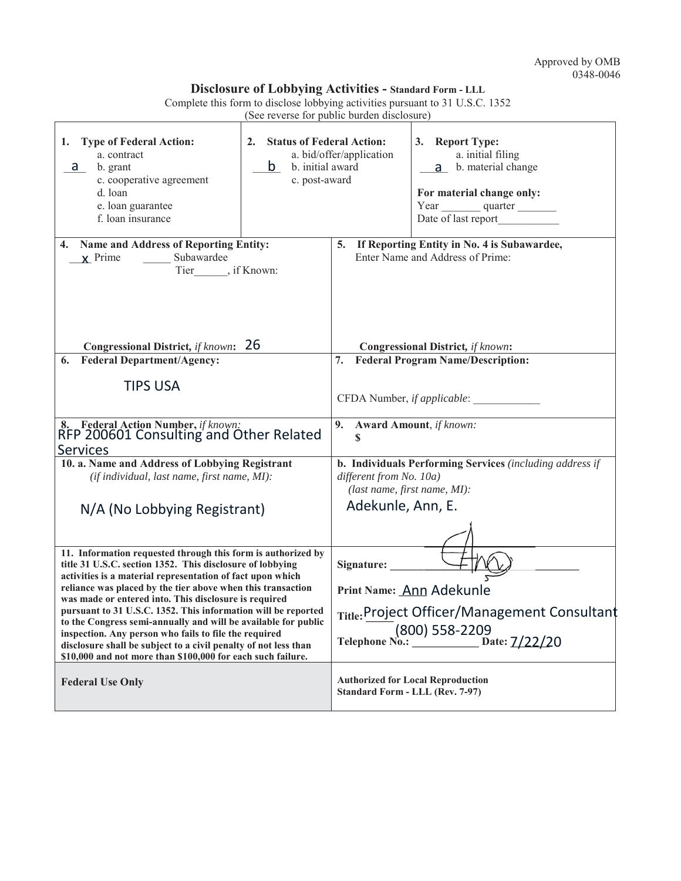Approved by OMB
0348-0046

# Disclosure of Lobbying Activities - Standard Form - LLL

Complete this form to disclose lobbying activities pursuant to 31 U.S.C. 1352
(See reverse for public burden disclosure)

| | | |
|---|---|---|
| **1. Type of Federal Action:**<br>a. contract<br>\_a\_ b. grant<br>c. cooperative agreement<br>d. loan<br>e. loan guarantee<br>f. loan insurance | **2. Status of Federal Action:**<br>a. bid/offer/application<br>\_b\_ b. initial award<br>c. post-award | **3. Report Type:**<br>a. initial filing<br>\_a\_ b. material change<br><br>**For material change only:**<br>Year \_\_\_\_\_\_\_ quarter \_\_\_\_\_\_\_<br>Date of last report\_\_\_\_\_\_\_\_\_\_\_ |

| | |
|---|---|
| **4. Name and Address of Reporting Entity:**<br>\_x\_ Prime \_\_\_\_\_ Subawardee<br>Tier\_\_\_\_\_\_, if Known:<br><br>**Congressional District,** *if known*: 26 | **5. If Reporting Entity in No. 4 is Subawardee,** Enter Name and Address of Prime:<br><br>**Congressional District,** *if known*: |
| **6. Federal Department/Agency:**<br><br>TIPS USA | **7. Federal Program Name/Description:**<br><br>CFDA Number, *if applicable*: \_\_\_\_\_\_\_\_\_\_\_\_ |
| **8. Federal Action Number,** *if known:*<br>RFP 200601 Consulting and Other Related Services | **9. Award Amount**, *if known:*<br>$ |
| **10. a. Name and Address of Lobbying Registrant**<br>*(if individual, last name, first name, MI):*<br><br>N/A (No Lobbying Registrant) | **b. Individuals Performing Services** *(including address if different from No. 10a)*<br>*(last name, first name, MI):*<br>Adekunle, Ann, E. |
| **11. Information requested through this form is authorized by title 31 U.S.C. section 1352. This disclosure of lobbying activities is a material representation of fact upon which reliance was placed by the tier above when this transaction was made or entered into. This disclosure is required pursuant to 31 U.S.C. 1352. This information will be reported to the Congress semi-annually and will be available for public inspection. Any person who fails to file the required disclosure shall be subject to a civil penalty of not less than $10,000 and not more than $100,000 for each such failure.** | **Signature:** [signature]<br><br>**Print Name:** Ann Adekunle<br><br>**Title:** Project Officer/Management Consultant<br><br>**Telephone No.:** (800) 558-2209 **Date:** 7/22/20 |
| **Federal Use Only** | **Authorized for Local Reproduction**<br>**Standard Form - LLL (Rev. 7-97)** |